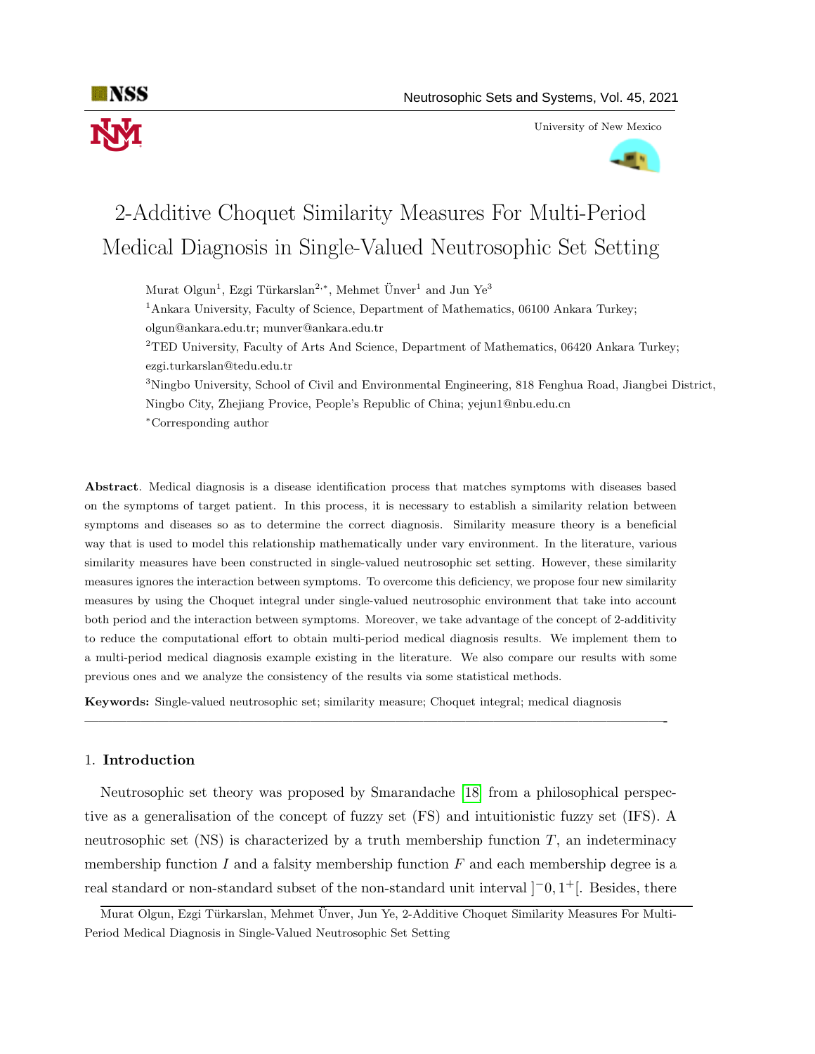# 2-Additive Choquet Similarity Measures For Multi-Period Medical Diagnosis in Single-Valued Neutrosophic Set Setting

Murat Olgun[1], Ezgi Türkarslan[2,*], Mehmet Ünver[1] and Jun Ye[3]

[1]Ankara University, Faculty of Science, Department of Mathematics, 06100 Ankara Turkey; olgun@ankara.edu.tr; munver@ankara.edu.tr

[2]TED University, Faculty of Arts And Science, Department of Mathematics, 06420 Ankara Turkey; ezgi.turkarslan@tedu.edu.tr

[3]Ningbo University, School of Civil and Environmental Engineering, 818 Fenghua Road, Jiangbei District, Ningbo City, Zhejiang Provice, People's Republic of China; yejun1@nbu.edu.cn

*Corresponding author

**Abstract**. Medical diagnosis is a disease identification process that matches symptoms with diseases based on the symptoms of target patient. In this process, it is necessary to establish a similarity relation between symptoms and diseases so as to determine the correct diagnosis. Similarity measure theory is a beneficial way that is used to model this relationship mathematically under vary environment. In the literature, various similarity measures have been constructed in single-valued neutrosophic set setting. However, these similarity measures ignores the interaction between symptoms. To overcome this deficiency, we propose four new similarity measures by using the Choquet integral under single-valued neutrosophic environment that take into account both period and the interaction between symptoms. Moreover, we take advantage of the concept of 2-additivity to reduce the computational effort to obtain multi-period medical diagnosis results. We implement them to a multi-period medical diagnosis example existing in the literature. We also compare our results with some previous ones and we analyze the consistency of the results via some statistical methods.

**Keywords:** Single-valued neutrosophic set; similarity measure; Choquet integral; medical diagnosis

---

## 1. **Introduction**

Neutrosophic set theory was proposed by Smarandache [18] from a philosophical perspective as a generalisation of the concept of fuzzy set (FS) and intuitionistic fuzzy set (IFS). A neutrosophic set (NS) is characterized by a truth membership function $T$, an indeterminacy membership function $I$ and a falsity membership function $F$ and each membership degree is a real standard or non-standard subset of the non-standard unit interval $]^{-}0, 1^{+}[$. Besides, there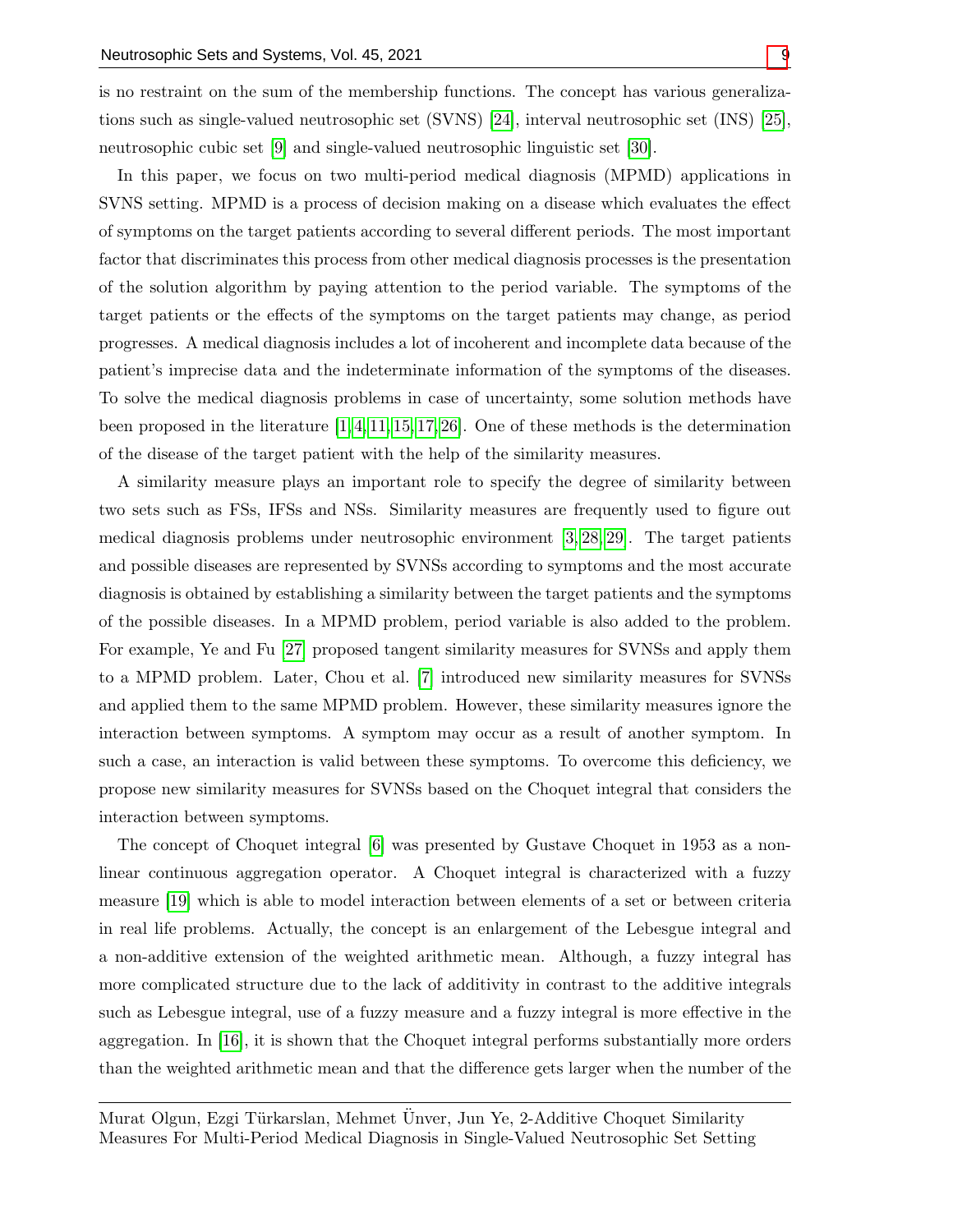is no restraint on the sum of the membership functions. The concept has various generalizations such as single-valued neutrosophic set (SVNS) [24], interval neutrosophic set (INS) [25], neutrosophic cubic set [9] and single-valued neutrosophic linguistic set [30].

In this paper, we focus on two multi-period medical diagnosis (MPMD) applications in SVNS setting. MPMD is a process of decision making on a disease which evaluates the effect of symptoms on the target patients according to several different periods. The most important factor that discriminates this process from other medical diagnosis processes is the presentation of the solution algorithm by paying attention to the period variable. The symptoms of the target patients or the effects of the symptoms on the target patients may change, as period progresses. A medical diagnosis includes a lot of incoherent and incomplete data because of the patient's imprecise data and the indeterminate information of the symptoms of the diseases. To solve the medical diagnosis problems in case of uncertainty, some solution methods have been proposed in the literature [1,4,11,15,17,26]. One of these methods is the determination of the disease of the target patient with the help of the similarity measures.

A similarity measure plays an important role to specify the degree of similarity between two sets such as FSs, IFSs and NSs. Similarity measures are frequently used to figure out medical diagnosis problems under neutrosophic environment [3,28,29]. The target patients and possible diseases are represented by SVNSs according to symptoms and the most accurate diagnosis is obtained by establishing a similarity between the target patients and the symptoms of the possible diseases. In a MPMD problem, period variable is also added to the problem. For example, Ye and Fu [27] proposed tangent similarity measures for SVNSs and apply them to a MPMD problem. Later, Chou et al. [7] introduced new similarity measures for SVNSs and applied them to the same MPMD problem. However, these similarity measures ignore the interaction between symptoms. A symptom may occur as a result of another symptom. In such a case, an interaction is valid between these symptoms. To overcome this deficiency, we propose new similarity measures for SVNSs based on the Choquet integral that considers the interaction between symptoms.

The concept of Choquet integral [6] was presented by Gustave Choquet in 1953 as a non-linear continuous aggregation operator. A Choquet integral is characterized with a fuzzy measure [19] which is able to model interaction between elements of a set or between criteria in real life problems. Actually, the concept is an enlargement of the Lebesgue integral and a non-additive extension of the weighted arithmetic mean. Although, a fuzzy integral has more complicated structure due to the lack of additivity in contrast to the additive integrals such as Lebesgue integral, use of a fuzzy measure and a fuzzy integral is more effective in the aggregation. In [16], it is shown that the Choquet integral performs substantially more orders than the weighted arithmetic mean and that the difference gets larger when the number of the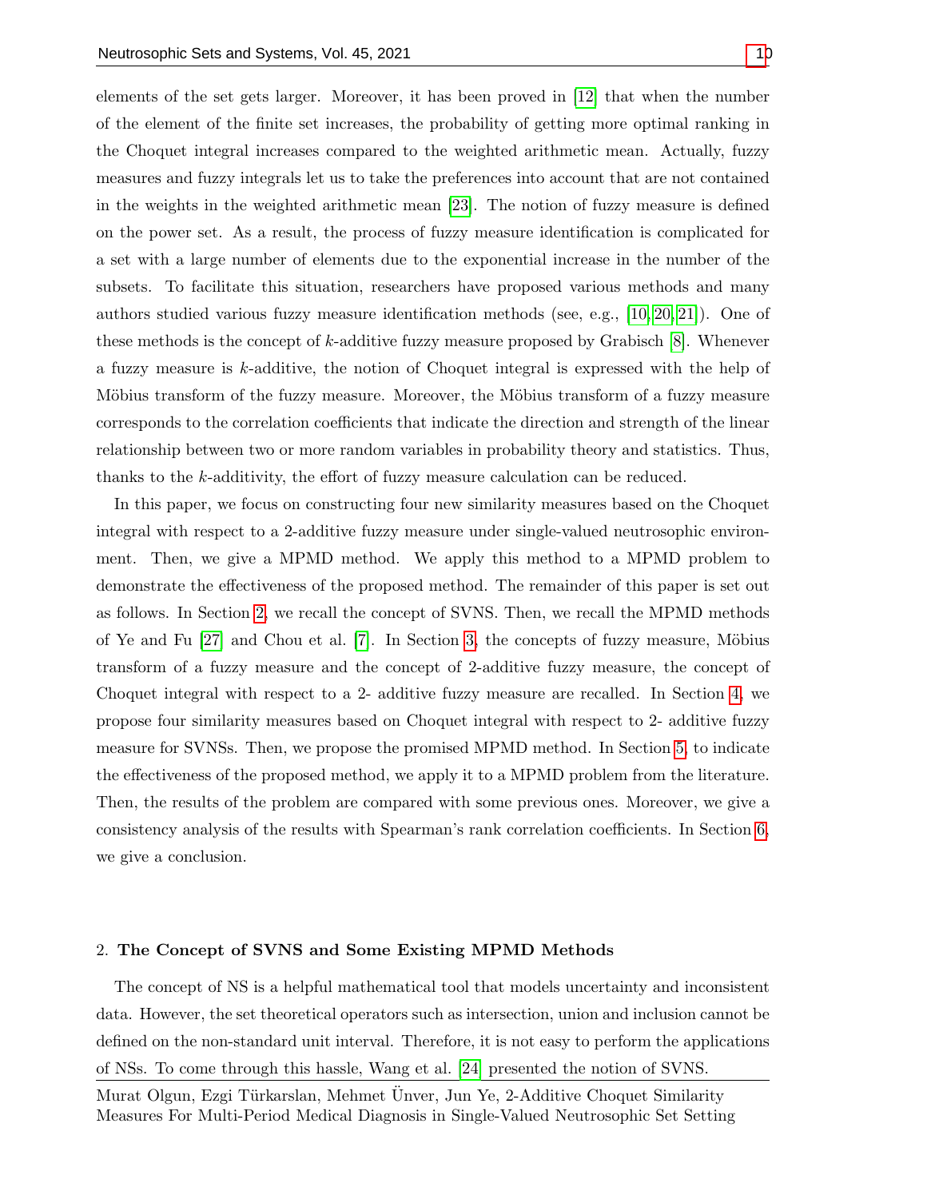elements of the set gets larger. Moreover, it has been proved in [12] that when the number of the element of the finite set increases, the probability of getting more optimal ranking in the Choquet integral increases compared to the weighted arithmetic mean. Actually, fuzzy measures and fuzzy integrals let us to take the preferences into account that are not contained in the weights in the weighted arithmetic mean [23]. The notion of fuzzy measure is defined on the power set. As a result, the process of fuzzy measure identification is complicated for a set with a large number of elements due to the exponential increase in the number of the subsets. To facilitate this situation, researchers have proposed various methods and many authors studied various fuzzy measure identification methods (see, e.g., [10,20,21]). One of these methods is the concept of $k$-additive fuzzy measure proposed by Grabisch [8]. Whenever a fuzzy measure is $k$-additive, the notion of Choquet integral is expressed with the help of Möbius transform of the fuzzy measure. Moreover, the Möbius transform of a fuzzy measure corresponds to the correlation coefficients that indicate the direction and strength of the linear relationship between two or more random variables in probability theory and statistics. Thus, thanks to the $k$-additivity, the effort of fuzzy measure calculation can be reduced.

In this paper, we focus on constructing four new similarity measures based on the Choquet integral with respect to a 2-additive fuzzy measure under single-valued neutrosophic environment. Then, we give a MPMD method. We apply this method to a MPMD problem to demonstrate the effectiveness of the proposed method. The remainder of this paper is set out as follows. In Section 2, we recall the concept of SVNS. Then, we recall the MPMD methods of Ye and Fu [27] and Chou et al. [7]. In Section 3, the concepts of fuzzy measure, Möbius transform of a fuzzy measure and the concept of 2-additive fuzzy measure, the concept of Choquet integral with respect to a 2- additive fuzzy measure are recalled. In Section 4, we propose four similarity measures based on Choquet integral with respect to 2- additive fuzzy measure for SVNSs. Then, we propose the promised MPMD method. In Section 5, to indicate the effectiveness of the proposed method, we apply it to a MPMD problem from the literature. Then, the results of the problem are compared with some previous ones. Moreover, we give a consistency analysis of the results with Spearman's rank correlation coefficients. In Section 6, we give a conclusion.

## 2. The Concept of SVNS and Some Existing MPMD Methods

The concept of NS is a helpful mathematical tool that models uncertainty and inconsistent data. However, the set theoretical operators such as intersection, union and inclusion cannot be defined on the non-standard unit interval. Therefore, it is not easy to perform the applications of NSs. To come through this hassle, Wang et al. [24] presented the notion of SVNS.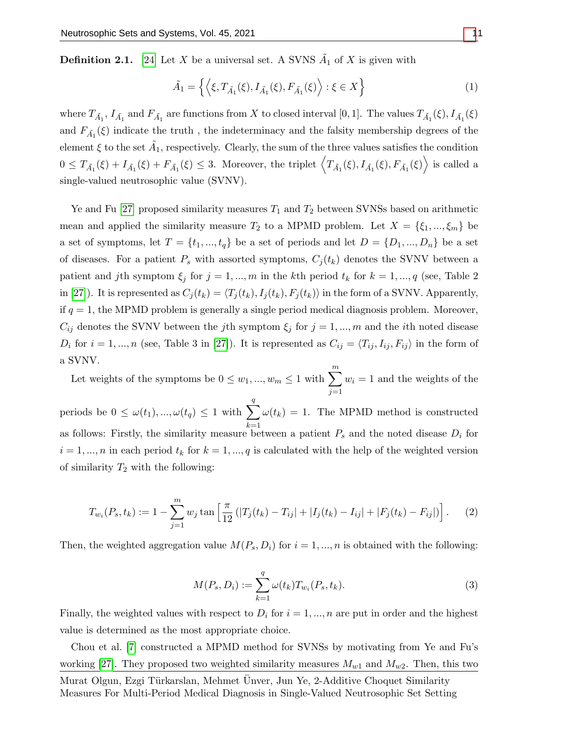**Definition 2.1.** [24] Let $X$ be a universal set. A SVNS $\tilde{A}_1$ of $X$ is given with

$$\tilde{A}_1 = \left\{ \left\langle \xi, T_{\tilde{A}_1}(\xi), I_{\tilde{A}_1}(\xi), F_{\tilde{A}_1}(\xi) \right\rangle : \xi \in X \right\} \tag{1}$$

where $T_{\tilde{A}_1}$, $I_{\tilde{A}_1}$ and $F_{\tilde{A}_1}$ are functions from $X$ to closed interval $[0,1]$. The values $T_{\tilde{A}_1}(\xi), I_{\tilde{A}_1}(\xi)$ and $F_{\tilde{A}_1}(\xi)$ indicate the truth , the indeterminacy and the falsity membership degrees of the element $\xi$ to the set $\tilde{A}_1$, respectively. Clearly, the sum of the three values satisfies the condition $0 \leq T_{\tilde{A}_1}(\xi) + I_{\tilde{A}_1}(\xi) + F_{\tilde{A}_1}(\xi) \leq 3$. Moreover, the triplet $\left\langle T_{\tilde{A}_1}(\xi), I_{\tilde{A}_1}(\xi), F_{\tilde{A}_1}(\xi) \right\rangle$ is called a single-valued neutrosophic value (SVNV).

Ye and Fu [27] proposed similarity measures $T_1$ and $T_2$ between SVNSs based on arithmetic mean and applied the similarity measure $T_2$ to a MPMD problem. Let $X = \{\xi_1, ..., \xi_m\}$ be a set of symptoms, let $T = \{t_1, ..., t_q\}$ be a set of periods and let $D = \{D_1, ..., D_n\}$ be a set of diseases. For a patient $P_s$ with assorted symptoms, $C_j(t_k)$ denotes the SVNV between a patient and $j$th symptom $\xi_j$ for $j = 1, ..., m$ in the $k$th period $t_k$ for $k = 1, ..., q$ (see, Table 2 in [27]). It is represented as $C_j(t_k) = \langle T_j(t_k), I_j(t_k), F_j(t_k) \rangle$ in the form of a SVNV. Apparently, if $q = 1$, the MPMD problem is generally a single period medical diagnosis problem. Moreover, $C_{ij}$ denotes the SVNV between the $j$th symptom $\xi_j$ for $j = 1, ..., m$ and the $i$th noted disease $D_i$ for $i = 1, ..., n$ (see, Table 3 in [27]). It is represented as $C_{ij} = \langle T_{ij}, I_{ij}, F_{ij} \rangle$ in the form of a SVNV.

Let weights of the symptoms be $0 \leq w_1, ..., w_m \leq 1$ with $\sum_{j=1}^{m} w_i = 1$ and the weights of the periods be $0 \leq \omega(t_1), ..., \omega(t_q) \leq 1$ with $\sum_{k=1}^{q} \omega(t_k) = 1$. The MPMD method is constructed as follows: Firstly, the similarity measure between a patient $P_s$ and the noted disease $D_i$ for $i = 1, ..., n$ in each period $t_k$ for $k = 1, ..., q$ is calculated with the help of the weighted version of similarity $T_2$ with the following:

$$T_{w_i}(P_s, t_k) := 1 - \sum_{j=1}^{m} w_j \tan \left[ \frac{\pi}{12} \left( |T_j(t_k) - T_{ij}| + |I_j(t_k) - I_{ij}| + |F_j(t_k) - F_{ij}| \right) \right]. \tag{2}$$

Then, the weighted aggregation value $M(P_s, D_i)$ for $i = 1, ..., n$ is obtained with the following:

$$M(P_s, D_i) := \sum_{k=1}^{q} \omega(t_k) T_{w_i}(P_s, t_k). \tag{3}$$

Finally, the weighted values with respect to $D_i$ for $i = 1, ..., n$ are put in order and the highest value is determined as the most appropriate choice.

Chou et al. [7] constructed a MPMD method for SVNSs by motivating from Ye and Fu's working [27]. They proposed two weighted similarity measures $M_{w1}$ and $M_{w2}$. Then, this two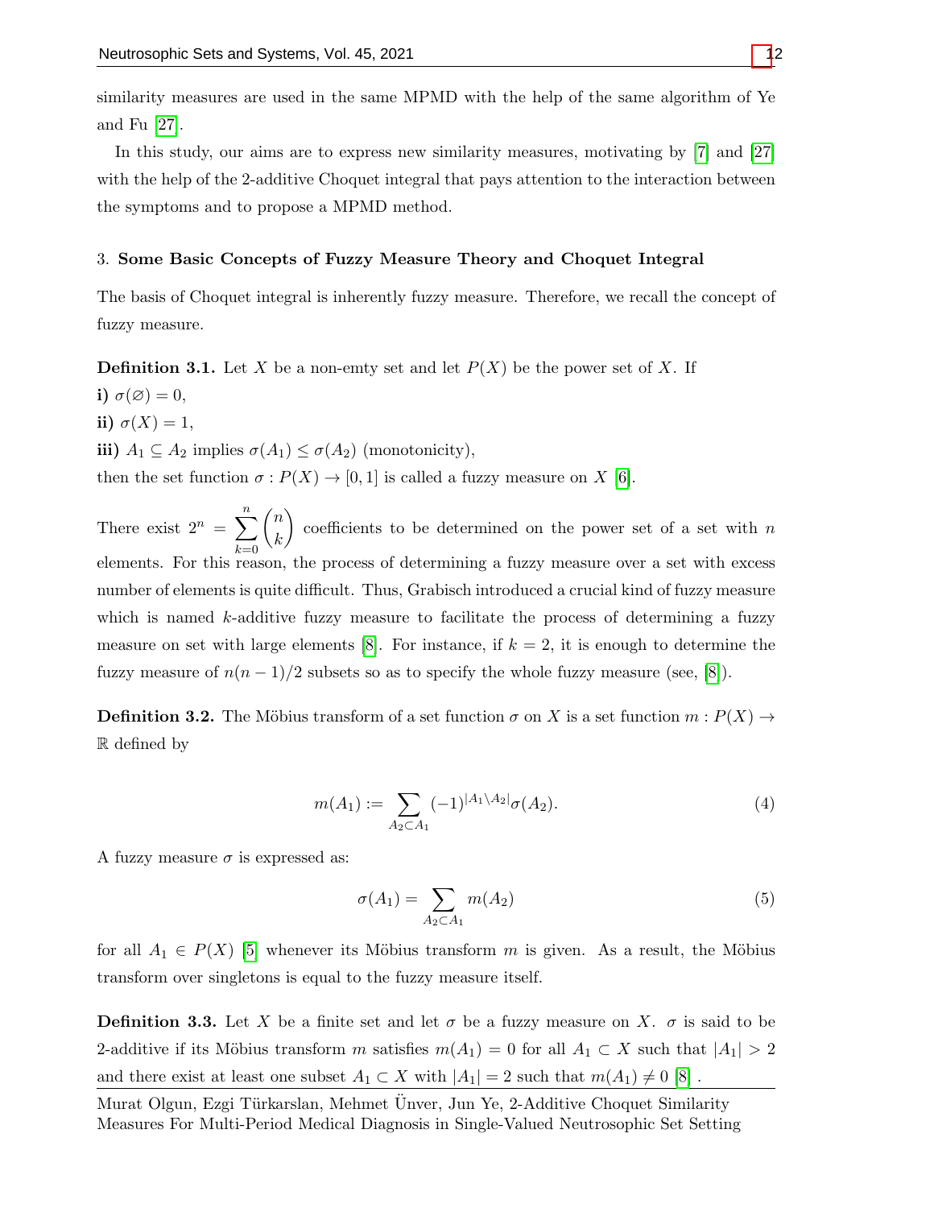similarity measures are used in the same MPMD with the help of the same algorithm of Ye and Fu [27].

In this study, our aims are to express new similarity measures, motivating by [7] and [27] with the help of the 2-additive Choquet integral that pays attention to the interaction between the symptoms and to propose a MPMD method.

## 3. Some Basic Concepts of Fuzzy Measure Theory and Choquet Integral

The basis of Choquet integral is inherently fuzzy measure. Therefore, we recall the concept of fuzzy measure.

**Definition 3.1.** Let $X$ be a non-emty set and let $P(X)$ be the power set of $X$. If

**i)** $\sigma(\varnothing) = 0$,

**ii)** $\sigma(X) = 1$,

**iii)** $A_1 \subseteq A_2$ implies $\sigma(A_1) \leq \sigma(A_2)$ (monotonicity),

then the set function $\sigma : P(X) \to [0, 1]$ is called a fuzzy measure on $X$ [6].

There exist $2^n = \sum_{k=0}^{n} \binom{n}{k}$ coefficients to be determined on the power set of a set with $n$ elements. For this reason, the process of determining a fuzzy measure over a set with excess number of elements is quite difficult. Thus, Grabisch introduced a crucial kind of fuzzy measure which is named $k$-additive fuzzy measure to facilitate the process of determining a fuzzy measure on set with large elements [8]. For instance, if $k = 2$, it is enough to determine the fuzzy measure of $n(n-1)/2$ subsets so as to specify the whole fuzzy measure (see, [8]).

**Definition 3.2.** The Möbius transform of a set function $\sigma$ on $X$ is a set function $m : P(X) \to \mathbb{R}$ defined by

$$m(A_1) := \sum_{A_2 \subset A_1} (-1)^{|A_1 \setminus A_2|} \sigma(A_2). \tag{4}$$

A fuzzy measure $\sigma$ is expressed as:

$$\sigma(A_1) = \sum_{A_2 \subset A_1} m(A_2) \tag{5}$$

for all $A_1 \in P(X)$ [5] whenever its Möbius transform $m$ is given. As a result, the Möbius transform over singletons is equal to the fuzzy measure itself.

**Definition 3.3.** Let $X$ be a finite set and let $\sigma$ be a fuzzy measure on $X$. $\sigma$ is said to be 2-additive if its Möbius transform $m$ satisfies $m(A_1) = 0$ for all $A_1 \subset X$ such that $|A_1| > 2$ and there exist at least one subset $A_1 \subset X$ with $|A_1| = 2$ such that $m(A_1) \neq 0$ [8] .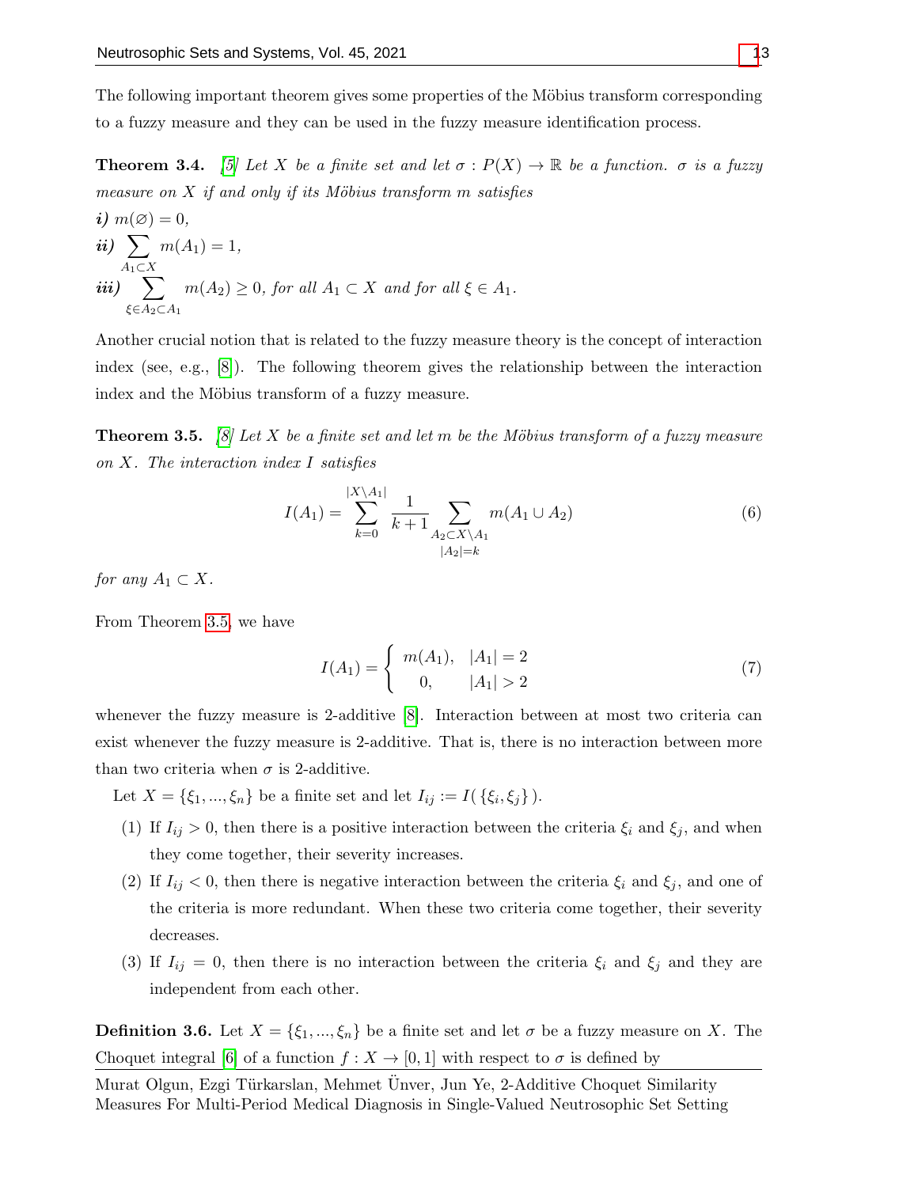The following important theorem gives some properties of the Möbius transform corresponding to a fuzzy measure and they can be used in the fuzzy measure identification process.

**Theorem 3.4.** [5] *Let $X$ be a finite set and let $\sigma : P(X) \to \mathbb{R}$ be a function. $\sigma$ is a fuzzy measure on $X$ if and only if its Möbius transform $m$ satisfies*

***i)*** $m(\varnothing) = 0$,

***ii)*** $\sum_{A_1 \subset X} m(A_1) = 1$,

***iii)*** $\sum_{\xi \in A_2 \subset A_1} m(A_2) \geq 0$, *for all $A_1 \subset X$ and for all $\xi \in A_1$.*

Another crucial notion that is related to the fuzzy measure theory is the concept of interaction index (see, e.g., [8]). The following theorem gives the relationship between the interaction index and the Möbius transform of a fuzzy measure.

**Theorem 3.5.** [8] *Let $X$ be a finite set and let $m$ be the Möbius transform of a fuzzy measure on $X$. The interaction index $I$ satisfies*

$$I(A_1) = \sum_{k=0}^{|X \setminus A_1|} \frac{1}{k+1} \sum_{\substack{A_2 \subset X \setminus A_1 \\ |A_2| = k}} m(A_1 \cup A_2) \tag{6}$$

*for any $A_1 \subset X$.*

From Theorem 3.5, we have

$$I(A_1) = \begin{cases} m(A_1), & |A_1| = 2 \\ 0, & |A_1| > 2 \end{cases} \tag{7}$$

whenever the fuzzy measure is 2-additive [8]. Interaction between at most two criteria can exist whenever the fuzzy measure is 2-additive. That is, there is no interaction between more than two criteria when $\sigma$ is 2-additive.

Let $X = \{\xi_1, ..., \xi_n\}$ be a finite set and let $I_{ij} := I(\{\xi_i, \xi_j\})$.

(1) If $I_{ij} > 0$, then there is a positive interaction between the criteria $\xi_i$ and $\xi_j$, and when they come together, their severity increases.

(2) If $I_{ij} < 0$, then there is negative interaction between the criteria $\xi_i$ and $\xi_j$, and one of the criteria is more redundant. When these two criteria come together, their severity decreases.

(3) If $I_{ij} = 0$, then there is no interaction between the criteria $\xi_i$ and $\xi_j$ and they are independent from each other.

**Definition 3.6.** Let $X = \{\xi_1, ..., \xi_n\}$ be a finite set and let $\sigma$ be a fuzzy measure on $X$. The Choquet integral [6] of a function $f : X \to [0, 1]$ with respect to $\sigma$ is defined by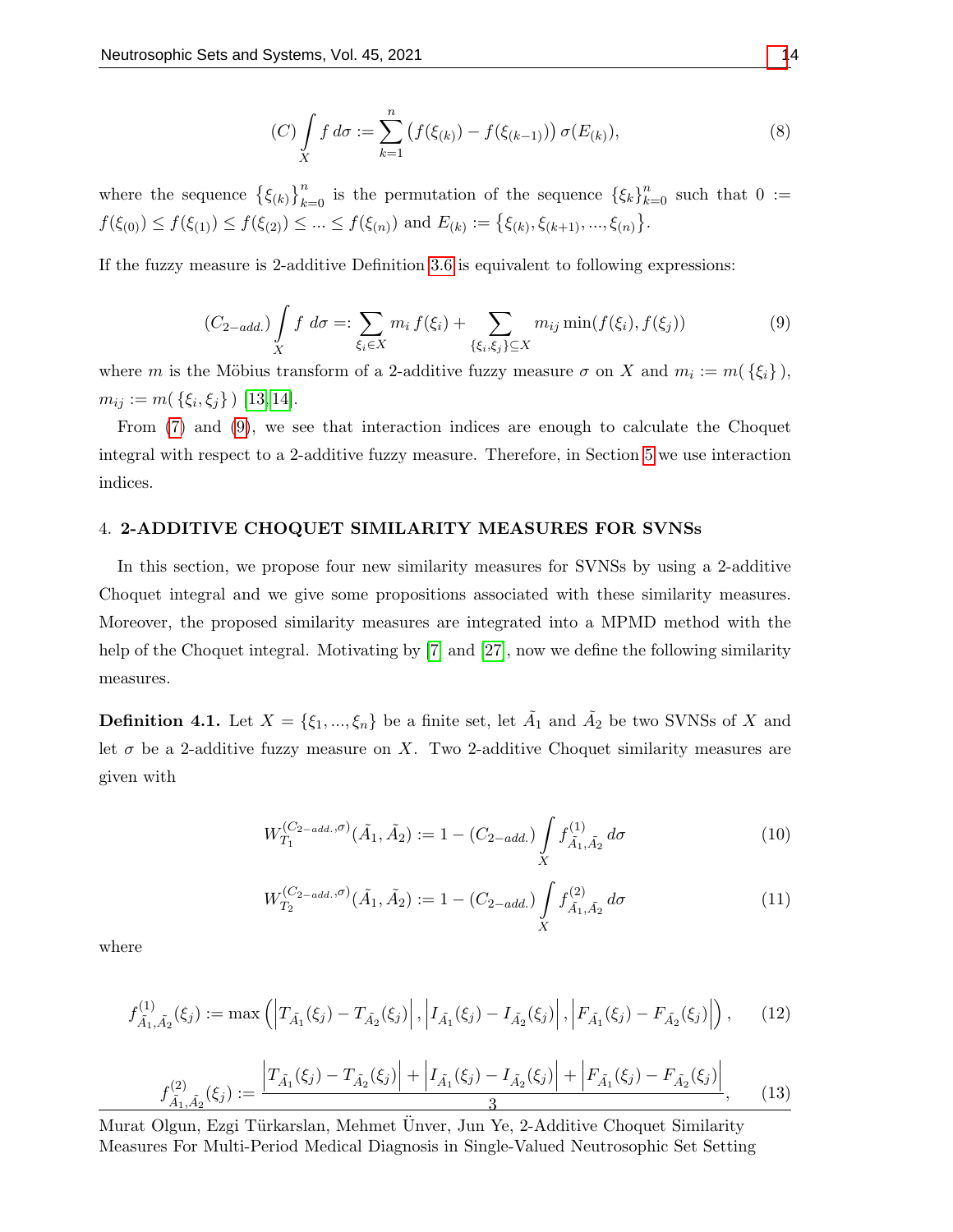$$(C)\int_X f\,d\sigma := \sum_{k=1}^{n} \left(f(\xi_{(k)}) - f(\xi_{(k-1)})\right)\sigma(E_{(k)}), \tag{8}$$

where the sequence $\{\xi_{(k)}\}_{k=0}^{n}$ is the permutation of the sequence $\{\xi_k\}_{k=0}^{n}$ such that $0 := f(\xi_{(0)}) \leq f(\xi_{(1)}) \leq f(\xi_{(2)}) \leq ... \leq f(\xi_{(n)})$ and $E_{(k)} := \{\xi_{(k)}, \xi_{(k+1)}, ..., \xi_{(n)}\}$.

If the fuzzy measure is 2-additive Definition 3.6 is equivalent to following expressions:

$$(C_{2-add.})\int_X f\;d\sigma =: \sum_{\xi_i \in X} m_i\, f(\xi_i) + \sum_{\{\xi_i,\xi_j\}\subseteq X} m_{ij}\min(f(\xi_i), f(\xi_j)) \tag{9}$$

where $m$ is the Möbius transform of a 2-additive fuzzy measure $\sigma$ on $X$ and $m_i := m(\{\xi_i\})$, $m_{ij} := m(\{\xi_i, \xi_j\})$ [13, 14].

From (7) and (9), we see that interaction indices are enough to calculate the Choquet integral with respect to a 2-additive fuzzy measure. Therefore, in Section 5 we use interaction indices.

## 4. 2-ADDITIVE CHOQUET SIMILARITY MEASURES FOR SVNSs

In this section, we propose four new similarity measures for SVNSs by using a 2-additive Choquet integral and we give some propositions associated with these similarity measures. Moreover, the proposed similarity measures are integrated into a MPMD method with the help of the Choquet integral. Motivating by [7] and [27], now we define the following similarity measures.

**Definition 4.1.** Let $X = \{\xi_1, ..., \xi_n\}$ be a finite set, let $\tilde{A}_1$ and $\tilde{A}_2$ be two SVNSs of $X$ and let $\sigma$ be a 2-additive fuzzy measure on $X$. Two 2-additive Choquet similarity measures are given with

$$W_{T_1}^{(C_{2-add.},\sigma)}(\tilde{A}_1, \tilde{A}_2) := 1 - (C_{2-add.})\int_X f^{(1)}_{\tilde{A}_1,\tilde{A}_2}\,d\sigma \tag{10}$$

$$W_{T_2}^{(C_{2-add.},\sigma)}(\tilde{A}_1, \tilde{A}_2) := 1 - (C_{2-add.})\int_X f^{(2)}_{\tilde{A}_1,\tilde{A}_2}\,d\sigma \tag{11}$$

where

$$f^{(1)}_{\tilde{A}_1,\tilde{A}_2}(\xi_j) := \max\left(\left|T_{\tilde{A}_1}(\xi_j) - T_{\tilde{A}_2}(\xi_j)\right|, \left|I_{\tilde{A}_1}(\xi_j) - I_{\tilde{A}_2}(\xi_j)\right|, \left|F_{\tilde{A}_1}(\xi_j) - F_{\tilde{A}_2}(\xi_j)\right|\right), \tag{12}$$

$$f^{(2)}_{\tilde{A}_1,\tilde{A}_2}(\xi_j) := \frac{\left|T_{\tilde{A}_1}(\xi_j) - T_{\tilde{A}_2}(\xi_j)\right| + \left|I_{\tilde{A}_1}(\xi_j) - I_{\tilde{A}_2}(\xi_j)\right| + \left|F_{\tilde{A}_1}(\xi_j) - F_{\tilde{A}_2}(\xi_j)\right|}{3}, \tag{13}$$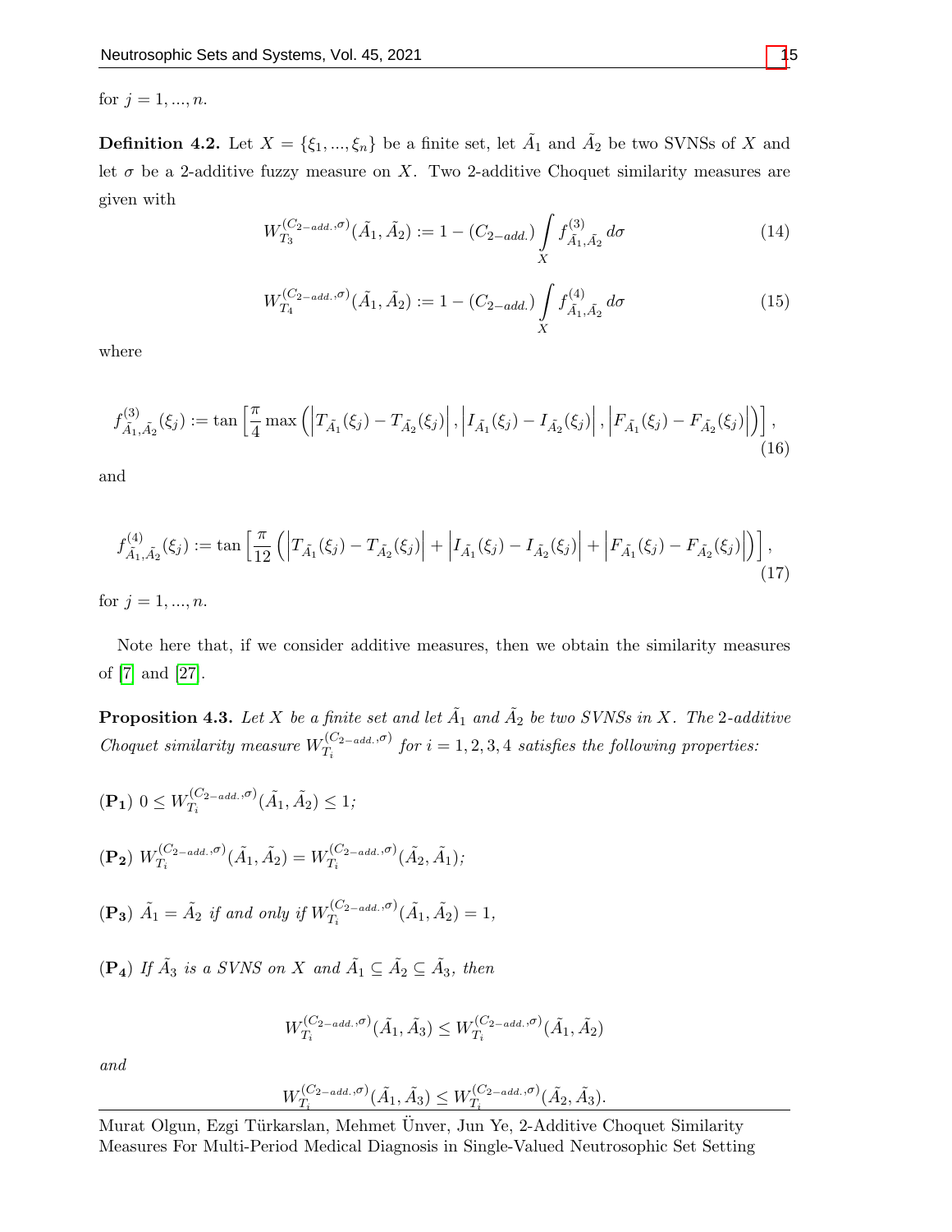for $j = 1, ..., n$.

**Definition 4.2.** Let $X = \{\xi_1, ..., \xi_n\}$ be a finite set, let $\tilde{A}_1$ and $\tilde{A}_2$ be two SVNSs of $X$ and let $\sigma$ be a 2-additive fuzzy measure on $X$. Two 2-additive Choquet similarity measures are given with

$$W_{T_3}^{(C_{2-add.},\sigma)}(\tilde{A}_1, \tilde{A}_2) := 1 - (C_{2-add.}) \int\limits_X f_{\tilde{A}_1,\tilde{A}_2}^{(3)} \, d\sigma \tag{14}$$

$$W_{T_4}^{(C_{2-add.},\sigma)}(\tilde{A}_1, \tilde{A}_2) := 1 - (C_{2-add.}) \int\limits_X f_{\tilde{A}_1,\tilde{A}_2}^{(4)} \, d\sigma \tag{15}$$

where

$$f_{\tilde{A}_1,\tilde{A}_2}^{(3)}(\xi_j) := \tan\left[\frac{\pi}{4}\max\left(\left|T_{\tilde{A}_1}(\xi_j) - T_{\tilde{A}_2}(\xi_j)\right|, \left|I_{\tilde{A}_1}(\xi_j) - I_{\tilde{A}_2}(\xi_j)\right|, \left|F_{\tilde{A}_1}(\xi_j) - F_{\tilde{A}_2}(\xi_j)\right|\right)\right], \tag{16}$$

and

$$f_{\tilde{A}_1,\tilde{A}_2}^{(4)}(\xi_j) := \tan\left[\frac{\pi}{12}\left(\left|T_{\tilde{A}_1}(\xi_j) - T_{\tilde{A}_2}(\xi_j)\right| + \left|I_{\tilde{A}_1}(\xi_j) - I_{\tilde{A}_2}(\xi_j)\right| + \left|F_{\tilde{A}_1}(\xi_j) - F_{\tilde{A}_2}(\xi_j)\right|\right)\right], \tag{17}$$

for $j = 1, ..., n$.

Note here that, if we consider additive measures, then we obtain the similarity measures of [7] and [27].

**Proposition 4.3.** *Let $X$ be a finite set and let $\tilde{A}_1$ and $\tilde{A}_2$ be two SVNSs in $X$. The 2-additive Choquet similarity measure $W_{T_i}^{(C_{2-add.},\sigma)}$ for $i = 1, 2, 3, 4$ satisfies the following properties:*

**(P$_1$)** $0 \leq W_{T_i}^{(C_{2-add.},\sigma)}(\tilde{A}_1, \tilde{A}_2) \leq 1$;

**(P$_2$)** $W_{T_i}^{(C_{2-add.},\sigma)}(\tilde{A}_1, \tilde{A}_2) = W_{T_i}^{(C_{2-add.},\sigma)}(\tilde{A}_2, \tilde{A}_1)$;

**(P$_3$)** $\tilde{A}_1 = \tilde{A}_2$ *if and only if* $W_{T_i}^{(C_{2-add.},\sigma)}(\tilde{A}_1, \tilde{A}_2) = 1$,

**(P$_4$)** *If $\tilde{A}_3$ is a SVNS on $X$ and $\tilde{A}_1 \subseteq \tilde{A}_2 \subseteq \tilde{A}_3$, then*

$$W_{T_i}^{(C_{2-add.},\sigma)}(\tilde{A}_1, \tilde{A}_3) \leq W_{T_i}^{(C_{2-add.},\sigma)}(\tilde{A}_1, \tilde{A}_2)$$

*and*

$$W_{T_i}^{(C_{2-add.},\sigma)}(\tilde{A}_1, \tilde{A}_3) \leq W_{T_i}^{(C_{2-add.},\sigma)}(\tilde{A}_2, \tilde{A}_3).$$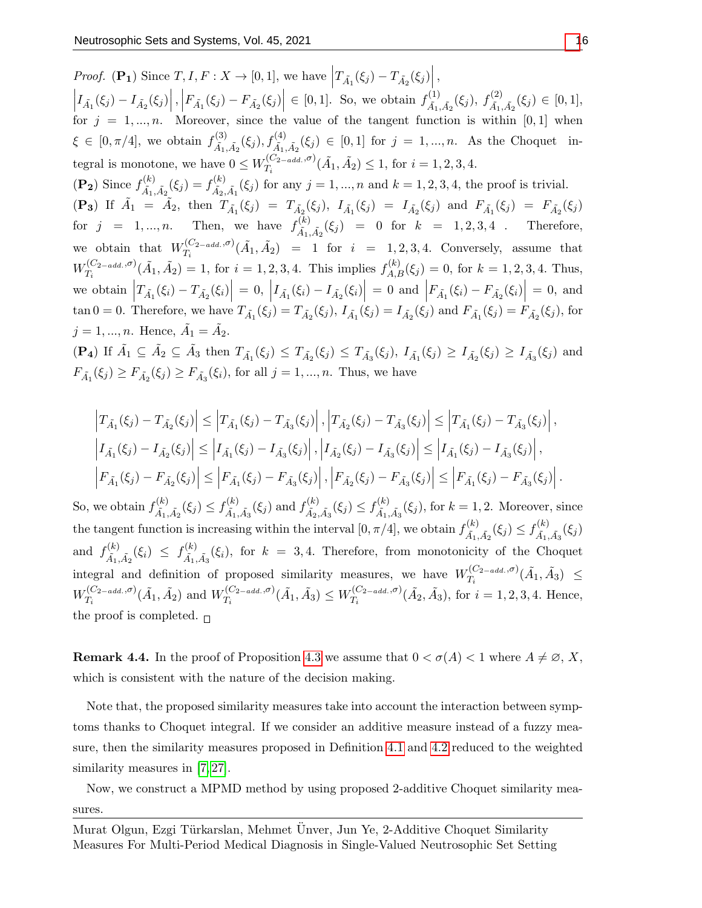*Proof.* $(\mathbf{P_1})$ Since $T, I, F : X \to [0,1]$, we have $\left|T_{\tilde{A}_1}(\xi_j) - T_{\tilde{A}_2}(\xi_j)\right|$, $\left|I_{\tilde{A}_1}(\xi_j) - I_{\tilde{A}_2}(\xi_j)\right|, \left|F_{\tilde{A}_1}(\xi_j) - F_{\tilde{A}_2}(\xi_j)\right| \in [0,1]$. So, we obtain $f^{(1)}_{\tilde{A}_1,\tilde{A}_2}(\xi_j)$, $f^{(2)}_{\tilde{A}_1,\tilde{A}_2}(\xi_j) \in [0,1]$, for $j = 1,...,n$. Moreover, since the value of the tangent function is within $[0,1]$ when $\xi \in [0, \pi/4]$, we obtain $f^{(3)}_{\tilde{A}_1,\tilde{A}_2}(\xi_j), f^{(4)}_{\tilde{A}_1,\tilde{A}_2}(\xi_j) \in [0,1]$ for $j = 1,...,n$. As the Choquet integral is monotone, we have $0 \leq W^{(C_{2-add.},\sigma)}_{T_i}(\tilde{A}_1, \tilde{A}_2) \leq 1$, for $i = 1,2,3,4$.

$(\mathbf{P_2})$ Since $f^{(k)}_{\tilde{A}_1,\tilde{A}_2}(\xi_j) = f^{(k)}_{\tilde{A}_2,\tilde{A}_1}(\xi_j)$ for any $j = 1,...,n$ and $k = 1,2,3,4$, the proof is trivial.

$(\mathbf{P_3})$ If $\tilde{A}_1 = \tilde{A}_2$, then $T_{\tilde{A}_1}(\xi_j) = T_{\tilde{A}_2}(\xi_j)$, $I_{\tilde{A}_1}(\xi_j) = I_{\tilde{A}_2}(\xi_j)$ and $F_{\tilde{A}_1}(\xi_j) = F_{\tilde{A}_2}(\xi_j)$ for $j = 1,...,n$. Then, we have $f^{(k)}_{\tilde{A}_1,\tilde{A}_2}(\xi_j) = 0$ for $k = 1,2,3,4$ . Therefore, we obtain that $W^{(C_{2-add.},\sigma)}_{T_i}(\tilde{A}_1, \tilde{A}_2) = 1$ for $i = 1,2,3,4$. Conversely, assume that $W^{(C_{2-add.},\sigma)}_{T_i}(\tilde{A}_1, \tilde{A}_2) = 1$, for $i = 1,2,3,4$. This implies $f^{(k)}_{A,B}(\xi_j) = 0$, for $k = 1,2,3,4$. Thus, we obtain $\left|T_{\tilde{A}_1}(\xi_i) - T_{\tilde{A}_2}(\xi_i)\right| = 0$, $\left|I_{\tilde{A}_1}(\xi_i) - I_{\tilde{A}_2}(\xi_i)\right| = 0$ and $\left|F_{\tilde{A}_1}(\xi_i) - F_{\tilde{A}_2}(\xi_i)\right| = 0$, and $\tan 0 = 0$. Therefore, we have $T_{\tilde{A}_1}(\xi_j) = T_{\tilde{A}_2}(\xi_j)$, $I_{\tilde{A}_1}(\xi_j) = I_{\tilde{A}_2}(\xi_j)$ and $F_{\tilde{A}_1}(\xi_j) = F_{\tilde{A}_2}(\xi_j)$, for $j = 1,...,n$. Hence, $\tilde{A}_1 = \tilde{A}_2$.

$(\mathbf{P_4})$ If $\tilde{A}_1 \subseteq \tilde{A}_2 \subseteq \tilde{A}_3$ then $T_{\tilde{A}_1}(\xi_j) \leq T_{\tilde{A}_2}(\xi_j) \leq T_{\tilde{A}_3}(\xi_j)$, $I_{\tilde{A}_1}(\xi_j) \geq I_{\tilde{A}_2}(\xi_j) \geq I_{\tilde{A}_3}(\xi_j)$ and $F_{\tilde{A}_1}(\xi_j) \geq F_{\tilde{A}_2}(\xi_j) \geq F_{\tilde{A}_3}(\xi_i)$, for all $j = 1,...,n$. Thus, we have

$$
\begin{aligned}
&\left|T_{\tilde{A}_1}(\xi_j) - T_{\tilde{A}_2}(\xi_j)\right| \leq \left|T_{\tilde{A}_1}(\xi_j) - T_{\tilde{A}_3}(\xi_j)\right|, \left|T_{\tilde{A}_2}(\xi_j) - T_{\tilde{A}_3}(\xi_j)\right| \leq \left|T_{\tilde{A}_1}(\xi_j) - T_{\tilde{A}_3}(\xi_j)\right|, \\
&\left|I_{\tilde{A}_1}(\xi_j) - I_{\tilde{A}_2}(\xi_j)\right| \leq \left|I_{\tilde{A}_1}(\xi_j) - I_{\tilde{A}_3}(\xi_j)\right|, \left|I_{\tilde{A}_2}(\xi_j) - I_{\tilde{A}_3}(\xi_j)\right| \leq \left|I_{\tilde{A}_1}(\xi_j) - I_{\tilde{A}_3}(\xi_j)\right|, \\
&\left|F_{\tilde{A}_1}(\xi_j) - F_{\tilde{A}_2}(\xi_j)\right| \leq \left|F_{\tilde{A}_1}(\xi_j) - F_{\tilde{A}_3}(\xi_j)\right|, \left|F_{\tilde{A}_2}(\xi_j) - F_{\tilde{A}_3}(\xi_j)\right| \leq \left|F_{\tilde{A}_1}(\xi_j) - F_{\tilde{A}_3}(\xi_j)\right|.
\end{aligned}
$$

So, we obtain $f^{(k)}_{\tilde{A}_1,\tilde{A}_2}(\xi_j) \leq f^{(k)}_{\tilde{A}_1,\tilde{A}_3}(\xi_j)$ and $f^{(k)}_{\tilde{A}_2,\tilde{A}_3}(\xi_j) \leq f^{(k)}_{\tilde{A}_1,\tilde{A}_3}(\xi_j)$, for $k = 1,2$. Moreover, since the tangent function is increasing within the interval $[0, \pi/4]$, we obtain $f^{(k)}_{\tilde{A}_1,\tilde{A}_2}(\xi_j) \leq f^{(k)}_{\tilde{A}_1,\tilde{A}_3}(\xi_j)$ and $f^{(k)}_{\tilde{A}_1,\tilde{A}_2}(\xi_i) \leq f^{(k)}_{\tilde{A}_1,\tilde{A}_3}(\xi_i)$, for $k = 3,4$. Therefore, from monotonicity of the Choquet integral and definition of proposed similarity measures, we have $W^{(C_{2-add.},\sigma)}_{T_i}(\tilde{A}_1, \tilde{A}_3) \leq W^{(C_{2-add.},\sigma)}_{T_i}(\tilde{A}_1, \tilde{A}_2)$ and $W^{(C_{2-add.},\sigma)}_{T_i}(\tilde{A}_1, \tilde{A}_3) \leq W^{(C_{2-add.},\sigma)}_{T_i}(\tilde{A}_2, \tilde{A}_3)$, for $i = 1,2,3,4$. Hence, the proof is completed. □

**Remark 4.4.** In the proof of Proposition 4.3 we assume that $0 < \sigma(A) < 1$ where $A \neq \varnothing$, $X$, which is consistent with the nature of the decision making.

Note that, the proposed similarity measures take into account the interaction between symptoms thanks to Choquet integral. If we consider an additive measure instead of a fuzzy measure, then the similarity measures proposed in Definition 4.1 and 4.2 reduced to the weighted similarity measures in [7, 27].

Now, we construct a MPMD method by using proposed 2-additive Choquet similarity measures.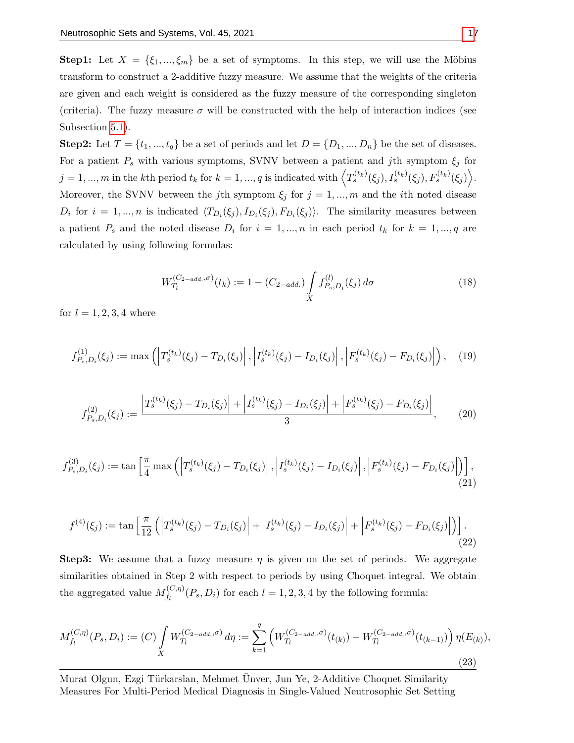**Step1:** Let $X = \{\xi_1, ..., \xi_m\}$ be a set of symptoms. In this step, we will use the Möbius transform to construct a 2-additive fuzzy measure. We assume that the weights of the criteria are given and each weight is considered as the fuzzy measure of the corresponding singleton (criteria). The fuzzy measure $\sigma$ will be constructed with the help of interaction indices (see Subsection 5.1).

**Step2:** Let $T = \{t_1, ..., t_q\}$ be a set of periods and let $D = \{D_1, ..., D_n\}$ be the set of diseases. For a patient $P_s$ with various symptoms, SVNV between a patient and $j$th symptom $\xi_j$ for $j = 1, ..., m$ in the $k$th period $t_k$ for $k = 1, ..., q$ is indicated with $\left\langle T_s^{(t_k)}(\xi_j), I_s^{(t_k)}(\xi_j), F_s^{(t_k)}(\xi_j) \right\rangle$. Moreover, the SVNV between the $j$th symptom $\xi_j$ for $j = 1, ..., m$ and the $i$th noted disease $D_i$ for $i = 1, ..., n$ is indicated $\langle T_{D_i}(\xi_j), I_{D_i}(\xi_j), F_{D_i}(\xi_j) \rangle$. The similarity measures between a patient $P_s$ and the noted disease $D_i$ for $i = 1, ..., n$ in each period $t_k$ for $k = 1, ..., q$ are calculated by using following formulas:

$$W_{T_l}^{(C_{2-add.},\sigma)}(t_k) := 1 - (C_{2-add.}) \int\limits_X f_{P_s,D_i}^{(l)}(\xi_j)\, d\sigma \tag{18}$$

for $l = 1, 2, 3, 4$ where

$$f_{P_s,D_i}^{(1)}(\xi_j) := \max\left( \left| T_s^{(t_k)}(\xi_j) - T_{D_i}(\xi_j) \right|, \left| I_s^{(t_k)}(\xi_j) - I_{D_i}(\xi_j) \right|, \left| F_s^{(t_k)}(\xi_j) - F_{D_i}(\xi_j) \right| \right), \tag{19}$$

$$f_{P_s,D_i}^{(2)}(\xi_j) := \frac{\left| T_s^{(t_k)}(\xi_j) - T_{D_i}(\xi_j) \right| + \left| I_s^{(t_k)}(\xi_j) - I_{D_i}(\xi_j) \right| + \left| F_s^{(t_k)}(\xi_j) - F_{D_i}(\xi_j) \right|}{3}, \tag{20}$$

$$f_{P_s,D_i}^{(3)}(\xi_j) := \tan\left[ \frac{\pi}{4} \max\left( \left| T_s^{(t_k)}(\xi_j) - T_{D_i}(\xi_j) \right|, \left| I_s^{(t_k)}(\xi_j) - I_{D_i}(\xi_j) \right|, \left| F_s^{(t_k)}(\xi_j) - F_{D_i}(\xi_j) \right| \right) \right], \tag{21}$$

$$f^{(4)}(\xi_j) := \tan\left[ \frac{\pi}{12} \left( \left| T_s^{(t_k)}(\xi_j) - T_{D_i}(\xi_j) \right| + \left| I_s^{(t_k)}(\xi_j) - I_{D_i}(\xi_j) \right| + \left| F_s^{(t_k)}(\xi_j) - F_{D_i}(\xi_j) \right| \right) \right]. \tag{22}$$

**Step3:** We assume that a fuzzy measure $\eta$ is given on the set of periods. We aggregate similarities obtained in Step 2 with respect to periods by using Choquet integral. We obtain the aggregated value $M_{f_l}^{(C,\eta)}(P_s, D_i)$ for each $l = 1, 2, 3, 4$ by the following formula:

$$M_{f_l}^{(C,\eta)}(P_s, D_i) := (C) \int\limits_X W_{T_l}^{(C_{2-add.},\sigma)}\, d\eta := \sum_{k=1}^{q} \left( W_{T_l}^{(C_{2-add.},\sigma)}(t_{(k)}) - W_{T_l}^{(C_{2-add.},\sigma)}(t_{(k-1)}) \right) \eta(E_{(k)}), \tag{23}$$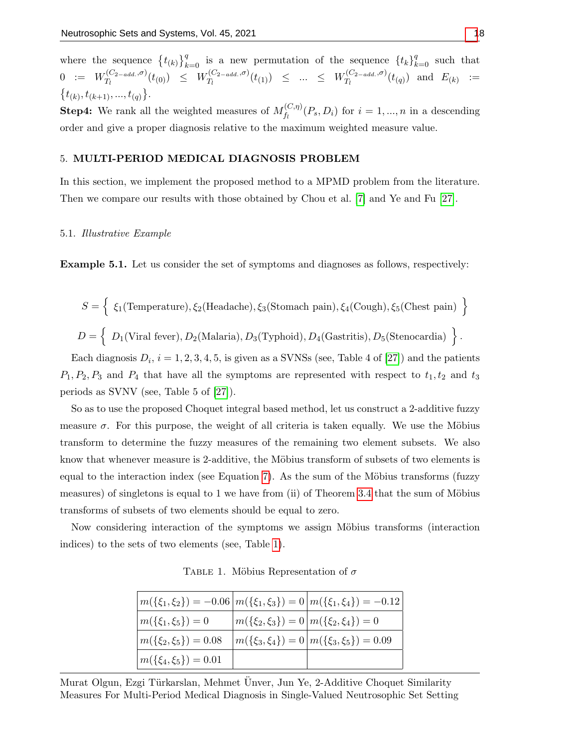where the sequence $\{t_{(k)}\}_{k=0}^{q}$ is a new permutation of the sequence $\{t_k\}_{k=0}^{q}$ such that $0 := W_{T_l}^{(C_{2-add.},\sigma)}(t_{(0)}) \leq W_{T_l}^{(C_{2-add.},\sigma)}(t_{(1)}) \leq ... \leq W_{T_l}^{(C_{2-add.},\sigma)}(t_{(q)})$ and $E_{(k)} := \{t_{(k)}, t_{(k+1)}, ..., t_{(q)}\}$.

**Step4:** We rank all the weighted measures of $M_{f_l}^{(C,\eta)}(P_s, D_i)$ for $i = 1, ..., n$ in a descending order and give a proper diagnosis relative to the maximum weighted measure value.

## 5. MULTI-PERIOD MEDICAL DIAGNOSIS PROBLEM

In this section, we implement the proposed method to a MPMD problem from the literature. Then we compare our results with those obtained by Chou et al. [7] and Ye and Fu [27].

### 5.1. *Illustrative Example*

**Example 5.1.** Let us consider the set of symptoms and diagnoses as follows, respectively:

$$S = \left\{ \ \xi_1(\text{Temperature}), \xi_2(\text{Headache}), \xi_3(\text{Stomach pain}), \xi_4(\text{Cough}), \xi_5(\text{Chest pain}) \ \right\}$$

$$D = \left\{ \ D_1(\text{Viral fever}), D_2(\text{Malaria}), D_3(\text{Typhoid}), D_4(\text{Gastritis}), D_5(\text{Stenocardia}) \ \right\}.$$

Each diagnosis $D_i$, $i = 1, 2, 3, 4, 5$, is given as a SVNSs (see, Table 4 of [27]) and the patients $P_1, P_2, P_3$ and $P_4$ that have all the symptoms are represented with respect to $t_1, t_2$ and $t_3$ periods as SVNV (see, Table 5 of [27]).

So as to use the proposed Choquet integral based method, let us construct a 2-additive fuzzy measure $\sigma$. For this purpose, the weight of all criteria is taken equally. We use the Möbius transform to determine the fuzzy measures of the remaining two element subsets. We also know that whenever measure is 2-additive, the Möbius transform of subsets of two elements is equal to the interaction index (see Equation 7). As the sum of the Möbius transforms (fuzzy measures) of singletons is equal to 1 we have from (ii) of Theorem 3.4 that the sum of Möbius transforms of subsets of two elements should be equal to zero.

Now considering interaction of the symptoms we assign Möbius transforms (interaction indices) to the sets of two elements (see, Table 1).

TABLE 1. Möbius Representation of $\sigma$

| | | |
|---|---|---|
| $m(\{\xi_1, \xi_2\}) = -0.06$ | $m(\{\xi_1, \xi_3\}) = 0$ | $m(\{\xi_1, \xi_4\}) = -0.12$ |
| $m(\{\xi_1, \xi_5\}) = 0$ | $m(\{\xi_2, \xi_3\}) = 0$ | $m(\{\xi_2, \xi_4\}) = 0$ |
| $m(\{\xi_2, \xi_5\}) = 0.08$ | $m(\{\xi_3, \xi_4\}) = 0$ | $m(\{\xi_3, \xi_5\}) = 0.09$ |
| $m(\{\xi_4, \xi_5\}) = 0.01$ | | |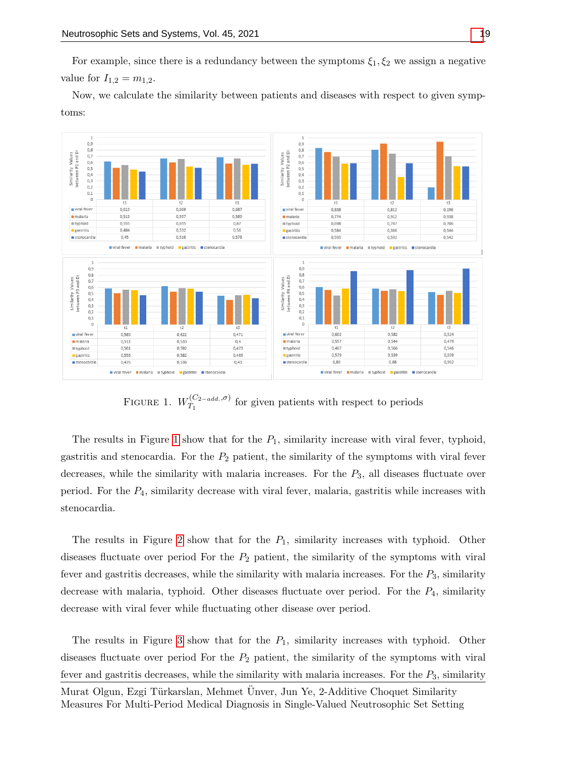For example, since there is a redundancy between the symptoms $\xi_1, \xi_2$ we assign a negative value for $I_{1,2} = m_{1,2}$.

Now, we calculate the similarity between patients and diseases with respect to given symptoms:

Similarity Values between P1 and Di

| | t1 | t2 | t3 |
|---|---|---|---|
| viral fever | 0,613 | 0,669 | 0,687 |
| malaria | 0,513 | 0,597 | 0,589 |
| typhoid | 0,555 | 0,655 | 0,67 |
| gastritis | 0,484 | 0,532 | 0,56 |
| stenocardia | 0,45 | 0,516 | 0,578 |

Similarity Values between P2 and Di

| | t1 | t2 | t3 |
|---|---|---|---|
| viral fever | 0,838 | 0,812 | 0,196 |
| malaria | 0,774 | 0,912 | 0,938 |
| typhoid | 0,698 | 0,747 | 0,706 |
| gastritis | 0,584 | 0,366 | 0,544 |
| stenocardia | 0,593 | 0,592 | 0,542 |

Similarity Values between P3 and Di

| | t1 | t2 | t3 |
|---|---|---|---|
| viral fever | 0,589 | 0,622 | 0,471 |
| malaria | 0,511 | 0,533 | 0,4 |
| typhoid | 0,561 | 0,592 | 0,473 |
| gastritis | 0,556 | 0,582 | 0,489 |
| stenocardia | 0,476 | 0,536 | 0,43 |

Similarity Values between P4 and Di

| | t1 | t2 | t3 |
|---|---|---|---|
| viral fever | 0,602 | 0,582 | 0,524 |
| malaria | 0,557 | 0,544 | 0,479 |
| typhoid | 0,467 | 0,566 | 0,546 |
| gastritis | 0,579 | 0,539 | 0,509 |
| stenocardia | 0,86 | 0,88 | 0,902 |

FIGURE 1. $W_{T_1}^{(C_{2-add.},\sigma)}$ for given patients with respect to periods

The results in Figure 1 show that for the $P_1$, similarity increase with viral fever, typhoid, gastritis and stenocardia. For the $P_2$ patient, the similarity of the symptoms with viral fever decreases, while the similarity with malaria increases. For the $P_3$, all diseases fluctuate over period. For the $P_4$, similarity decrease with viral fever, malaria, gastritis while increases with stenocardia.

The results in Figure 2 show that for the $P_1$, similarity increases with typhoid. Other diseases fluctuate over period For the $P_2$ patient, the similarity of the symptoms with viral fever and gastritis decreases, while the similarity with malaria increases. For the $P_3$, similarity decrease with malaria, typhoid. Other diseases fluctuate over period. For the $P_4$, similarity decrease with viral fever while fluctuating other disease over period.

The results in Figure 3 show that for the $P_1$, similarity increases with typhoid. Other diseases fluctuate over period For the $P_2$ patient, the similarity of the symptoms with viral fever and gastritis decreases, while the similarity with malaria increases. For the $P_3$, similarity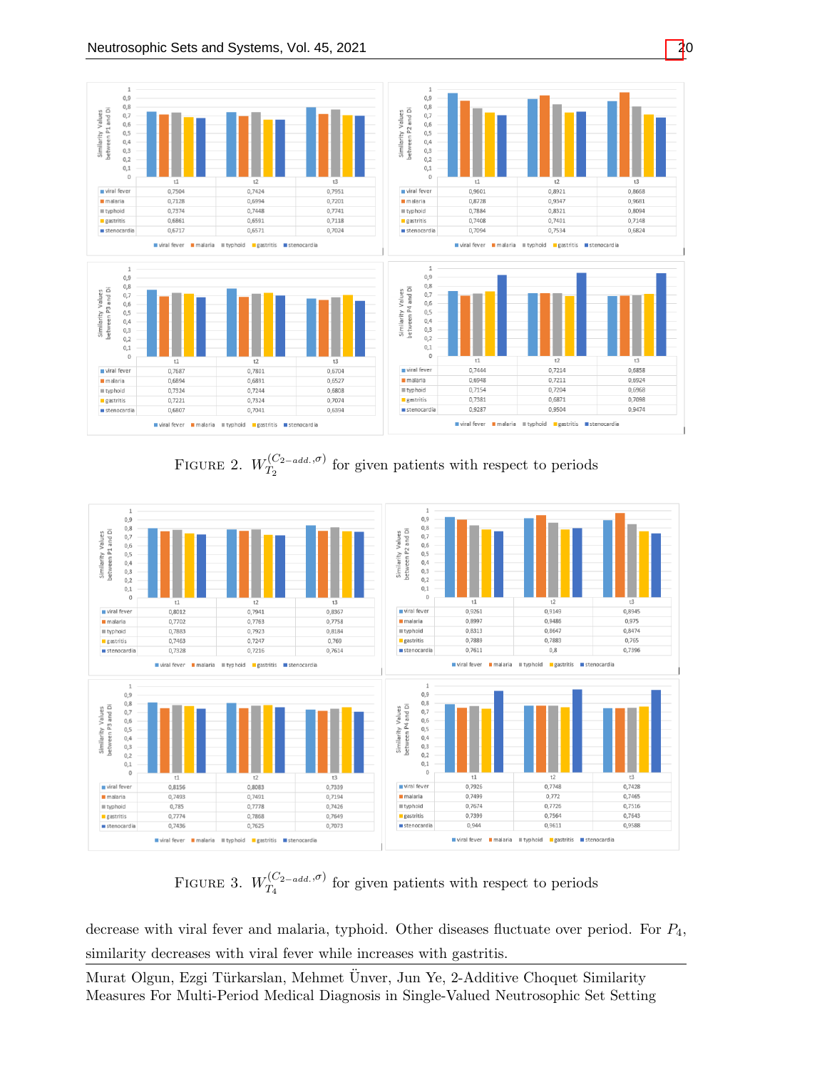| | t1 | t2 | t3 |
|---|---|---|---|
| viral fever | 0,7504 | 0,7424 | 0,7951 |
| malaria | 0,7128 | 0,6994 | 0,7201 |
| typhoid | 0,7374 | 0,7448 | 0,7741 |
| gastritis | 0,6861 | 0,6591 | 0,7118 |
| stenocardia | 0,6717 | 0,6571 | 0,7024 |

| | t1 | t2 | t3 |
|---|---|---|---|
| viral fever | 0,9601 | 0,8921 | 0,8668 |
| malaria | 0,8728 | 0,9347 | 0,9681 |
| typhoid | 0,7884 | 0,8321 | 0,8094 |
| gastritis | 0,7408 | 0,7401 | 0,7148 |
| stenocardia | 0,7094 | 0,7534 | 0,6824 |

| | t1 | t2 | t3 |
|---|---|---|---|
| viral fever | 0,7687 | 0,7801 | 0,6704 |
| malaria | 0,6894 | 0,6891 | 0,6527 |
| typhoid | 0,7324 | 0,7244 | 0,6808 |
| gastritis | 0,7221 | 0,7324 | 0,7074 |
| stenocardia | 0,6807 | 0,7041 | 0,6394 |

| | t1 | t2 | t3 |
|---|---|---|---|
| viral fever | 0,7444 | 0,7214 | 0,6858 |
| malaria | 0,6948 | 0,7211 | 0,6924 |
| typhoid | 0,7154 | 0,7204 | 0,6968 |
| gastritis | 0,7381 | 0,6871 | 0,7098 |
| stenocardia | 0,9287 | 0,9504 | 0,9474 |

FIGURE 2. $W_{T_2}^{(C_{2-add.},\sigma)}$ for given patients with respect to periods

| | t1 | t2 | t3 |
|---|---|---|---|
| viral fever | 0,8012 | 0,7941 | 0,8367 |
| malaria | 0,7702 | 0,7763 | 0,7758 |
| typhoid | 0,7883 | 0,7923 | 0,8184 |
| gastritis | 0,7463 | 0,7247 | 0,769 |
| stenocardia | 0,7328 | 0,7216 | 0,7614 |

| | t1 | t2 | t3 |
|---|---|---|---|
| viral fever | 0,9261 | 0,9149 | 0,8945 |
| malaria | 0,8997 | 0,9486 | 0,975 |
| typhoid | 0,8313 | 0,8647 | 0,8474 |
| gastritis | 0,7889 | 0,7883 | 0,765 |
| stenocardia | 0,7611 | 0,8 | 0,7396 |

| | t1 | t2 | t3 |
|---|---|---|---|
| viral fever | 0,8156 | 0,8083 | 0,7339 |
| malaria | 0,7493 | 0,7491 | 0,7194 |
| typhoid | 0,785 | 0,7778 | 0,7426 |
| gastritis | 0,7774 | 0,7868 | 0,7649 |
| stenocardia | 0,7436 | 0,7625 | 0,7073 |

| | t1 | t2 | t3 |
|---|---|---|---|
| viral fever | 0,7926 | 0,7748 | 0,7428 |
| malaria | 0,7499 | 0,772 | 0,7465 |
| typhoid | 0,7674 | 0,7726 | 0,7516 |
| gastritis | 0,7399 | 0,7564 | 0,7643 |
| stenocardia | 0,944 | 0,9611 | 0,9588 |

FIGURE 3. $W_{T_4}^{(C_{2-add.},\sigma)}$ for given patients with respect to periods

decrease with viral fever and malaria, typhoid. Other diseases fluctuate over period. For $P_4$, similarity decreases with viral fever while increases with gastritis.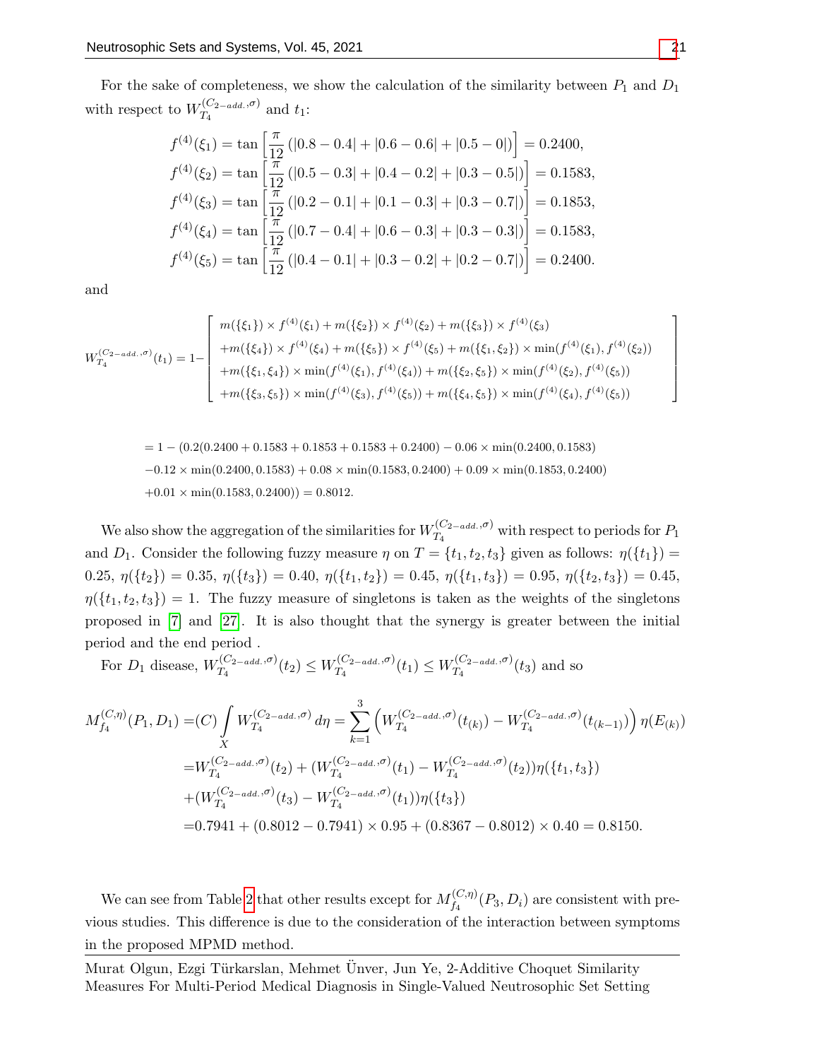For the sake of completeness, we show the calculation of the similarity between $P_1$ and $D_1$ with respect to $W_{T_4}^{(C_{2-add.},\sigma)}$ and $t_1$:

$$
\begin{aligned}
f^{(4)}(\xi_1) &= \tan\left[\frac{\pi}{12}\left(|0.8-0.4|+|0.6-0.6|+|0.5-0|\right)\right] = 0.2400,\\
f^{(4)}(\xi_2) &= \tan\left[\frac{\pi}{12}\left(|0.5-0.3|+|0.4-0.2|+|0.3-0.5|\right)\right] = 0.1583,\\
f^{(4)}(\xi_3) &= \tan\left[\frac{\pi}{12}\left(|0.2-0.1|+|0.1-0.3|+|0.3-0.7|\right)\right] = 0.1853,\\
f^{(4)}(\xi_4) &= \tan\left[\frac{\pi}{12}\left(|0.7-0.4|+|0.6-0.3|+|0.3-0.3|\right)\right] = 0.1583,\\
f^{(4)}(\xi_5) &= \tan\left[\frac{\pi}{12}\left(|0.4-0.1|+|0.3-0.2|+|0.2-0.7|\right)\right] = 0.2400.
\end{aligned}
$$

and

$$
W_{T_4}^{(C_{2-add.},\sigma)}(t_1) = 1 - \left[\begin{array}{l}
m(\{\xi_1\})\times f^{(4)}(\xi_1) + m(\{\xi_2\})\times f^{(4)}(\xi_2) + m(\{\xi_3\})\times f^{(4)}(\xi_3)\\
+m(\{\xi_4\})\times f^{(4)}(\xi_4) + m(\{\xi_5\})\times f^{(4)}(\xi_5) + m(\{\xi_1,\xi_2\})\times \min(f^{(4)}(\xi_1), f^{(4)}(\xi_2))\\
+m(\{\xi_1,\xi_4\})\times \min(f^{(4)}(\xi_1), f^{(4)}(\xi_4)) + m(\{\xi_2,\xi_5\})\times \min(f^{(4)}(\xi_2), f^{(4)}(\xi_5))\\
+m(\{\xi_3,\xi_5\})\times \min(f^{(4)}(\xi_3), f^{(4)}(\xi_5)) + m(\{\xi_4,\xi_5\})\times \min(f^{(4)}(\xi_4), f^{(4)}(\xi_5))
\end{array}\right]
$$

$$
\begin{aligned}
&= 1 - (0.2(0.2400 + 0.1583 + 0.1853 + 0.1583 + 0.2400) - 0.06\times\min(0.2400, 0.1583)\\
&\quad -0.12\times\min(0.2400, 0.1583) + 0.08\times\min(0.1583, 0.2400) + 0.09\times\min(0.1853, 0.2400)\\
&\quad +0.01\times\min(0.1583, 0.2400)) = 0.8012.
\end{aligned}
$$

We also show the aggregation of the similarities for $W_{T_4}^{(C_{2-add.},\sigma)}$ with respect to periods for $P_1$ and $D_1$. Consider the following fuzzy measure $\eta$ on $T = \{t_1, t_2, t_3\}$ given as follows: $\eta(\{t_1\}) = 0.25$, $\eta(\{t_2\}) = 0.35$, $\eta(\{t_3\}) = 0.40$, $\eta(\{t_1, t_2\}) = 0.45$, $\eta(\{t_1, t_3\}) = 0.95$, $\eta(\{t_2, t_3\}) = 0.45$, $\eta(\{t_1, t_2, t_3\}) = 1$. The fuzzy measure of singletons is taken as the weights of the singletons proposed in [7] and [27]. It is also thought that the synergy is greater between the initial period and the end period .

For $D_1$ disease, $W_{T_4}^{(C_{2-add.},\sigma)}(t_2) \le W_{T_4}^{(C_{2-add.},\sigma)}(t_1) \le W_{T_4}^{(C_{2-add.},\sigma)}(t_3)$ and so

$$
\begin{aligned}
M_{f_4}^{(C,\eta)}(P_1, D_1) &= (C)\int_X W_{T_4}^{(C_{2-add.},\sigma)}\, d\eta = \sum_{k=1}^{3}\left(W_{T_4}^{(C_{2-add.},\sigma)}(t_{(k)}) - W_{T_4}^{(C_{2-add.},\sigma)}(t_{(k-1)})\right)\eta(E_{(k)})\\
&= W_{T_4}^{(C_{2-add.},\sigma)}(t_2) + (W_{T_4}^{(C_{2-add.},\sigma)}(t_1) - W_{T_4}^{(C_{2-add.},\sigma)}(t_2))\eta(\{t_1,t_3\})\\
&\quad + (W_{T_4}^{(C_{2-add.},\sigma)}(t_3) - W_{T_4}^{(C_{2-add.},\sigma)}(t_1))\eta(\{t_3\})\\
&= 0.7941 + (0.8012 - 0.7941)\times 0.95 + (0.8367 - 0.8012)\times 0.40 = 0.8150.
\end{aligned}
$$

We can see from Table 2 that other results except for $M_{f_4}^{(C,\eta)}(P_3, D_i)$ are consistent with previous studies. This difference is due to the consideration of the interaction between symptoms in the proposed MPMD method.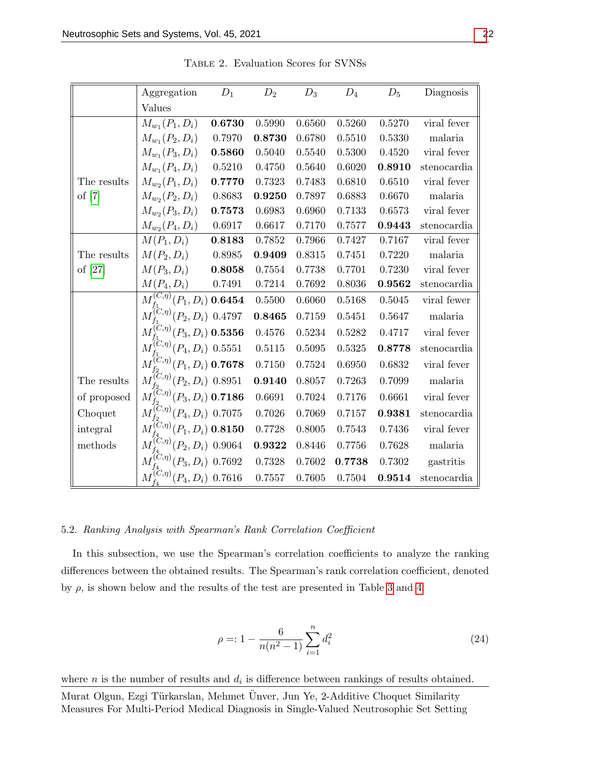TABLE 2. Evaluation Scores for SVNSs

| | Aggregation Values | $D_1$ | $D_2$ | $D_3$ | $D_4$ | $D_5$ | Diagnosis |
|---|---|---|---|---|---|---|---|
| The results of [7] | $M_{w_1}(P_1, D_i)$ | **0.6730** | 0.5990 | 0.6560 | 0.5260 | 0.5270 | viral fever |
| | $M_{w_1}(P_2, D_i)$ | 0.7970 | **0.8730** | 0.6780 | 0.5510 | 0.5330 | malaria |
| | $M_{w_1}(P_3, D_i)$ | **0.5860** | 0.5040 | 0.5540 | 0.5300 | 0.4520 | viral fever |
| | $M_{w_1}(P_4, D_i)$ | 0.5210 | 0.4750 | 0.5640 | 0.6020 | **0.8910** | stenocardia |
| | $M_{w_2}(P_1, D_i)$ | **0.7770** | 0.7323 | 0.7483 | 0.6810 | 0.6510 | viral fever |
| | $M_{w_2}(P_2, D_i)$ | 0.8683 | **0.9250** | 0.7897 | 0.6883 | 0.6670 | malaria |
| | $M_{w_2}(P_3, D_i)$ | **0.7573** | 0.6983 | 0.6960 | 0.7133 | 0.6573 | viral fever |
| | $M_{w_2}(P_4, D_i)$ | 0.6917 | 0.6617 | 0.7170 | 0.7577 | **0.9443** | stenocardia |
| The results of [27] | $M(P_1, D_i)$ | **0.8183** | 0.7852 | 0.7966 | 0.7427 | 0.7167 | viral fever |
| | $M(P_2, D_i)$ | 0.8985 | **0.9409** | 0.8315 | 0.7451 | 0.7220 | malaria |
| | $M(P_3, D_i)$ | **0.8058** | 0.7554 | 0.7738 | 0.7701 | 0.7230 | viral fever |
| | $M(P_4, D_i)$ | 0.7491 | 0.7214 | 0.7692 | 0.8036 | **0.9562** | stenocardia |
| The results of proposed Choquet integral methods | $M_{f_1}^{(C,\eta)}(P_1, D_i)$ | **0.6454** | 0.5500 | 0.6060 | 0.5168 | 0.5045 | viral fewer |
| | $M_{f_1}^{(C,\eta)}(P_2, D_i)$ | 0.4797 | **0.8465** | 0.7159 | 0.5451 | 0.5647 | malaria |
| | $M_{f_1}^{(C,\eta)}(P_3, D_i)$ | **0.5356** | 0.4576 | 0.5234 | 0.5282 | 0.4717 | viral fever |
| | $M_{f_1}^{(C,\eta)}(P_4, D_i)$ | 0.5551 | 0.5115 | 0.5095 | 0.5325 | **0.8778** | stenocardia |
| | $M_{f_2}^{(C,\eta)}(P_1, D_i)$ | **0.7678** | 0.7150 | 0.7524 | 0.6950 | 0.6832 | viral fever |
| | $M_{f_2}^{(C,\eta)}(P_2, D_i)$ | 0.8951 | **0.9140** | 0.8057 | 0.7263 | 0.7099 | malaria |
| | $M_{f_2}^{(C,\eta)}(P_3, D_i)$ | **0.7186** | 0.6691 | 0.7024 | 0.7176 | 0.6661 | viral fever |
| | $M_{f_2}^{(C,\eta)}(P_4, D_i)$ | 0.7075 | 0.7026 | 0.7069 | 0.7157 | **0.9381** | stenocardia |
| | $M_{f_4}^{(C,\eta)}(P_1, D_i)$ | **0.8150** | 0.7728 | 0.8005 | 0.7543 | 0.7436 | viral fever |
| | $M_{f_4}^{(C,\eta)}(P_2, D_i)$ | 0.9064 | **0.9322** | 0.8446 | 0.7756 | 0.7628 | malaria |
| | $M_{f_4}^{(C,\eta)}(P_3, D_i)$ | 0.7692 | 0.7328 | 0.7602 | **0.7738** | 0.7302 | gastritis |
| | $M_{f_4}^{(C,\eta)}(P_4, D_i)$ | 0.7616 | 0.7557 | 0.7605 | 0.7504 | **0.9514** | stenocardia |

### 5.2. *Ranking Analysis with Spearman's Rank Correlation Coefficient*

In this subsection, we use the Spearman's correlation coefficients to analyze the ranking differences between the obtained results. The Spearman's rank correlation coefficient, denoted by $\rho$, is shown below and the results of the test are presented in Table 3 and 4.

$$\rho =: 1 - \frac{6}{n(n^2-1)} \sum_{i=1}^{n} d_i^2 \tag{24}$$

where $n$ is the number of results and $d_i$ is difference between rankings of results obtained.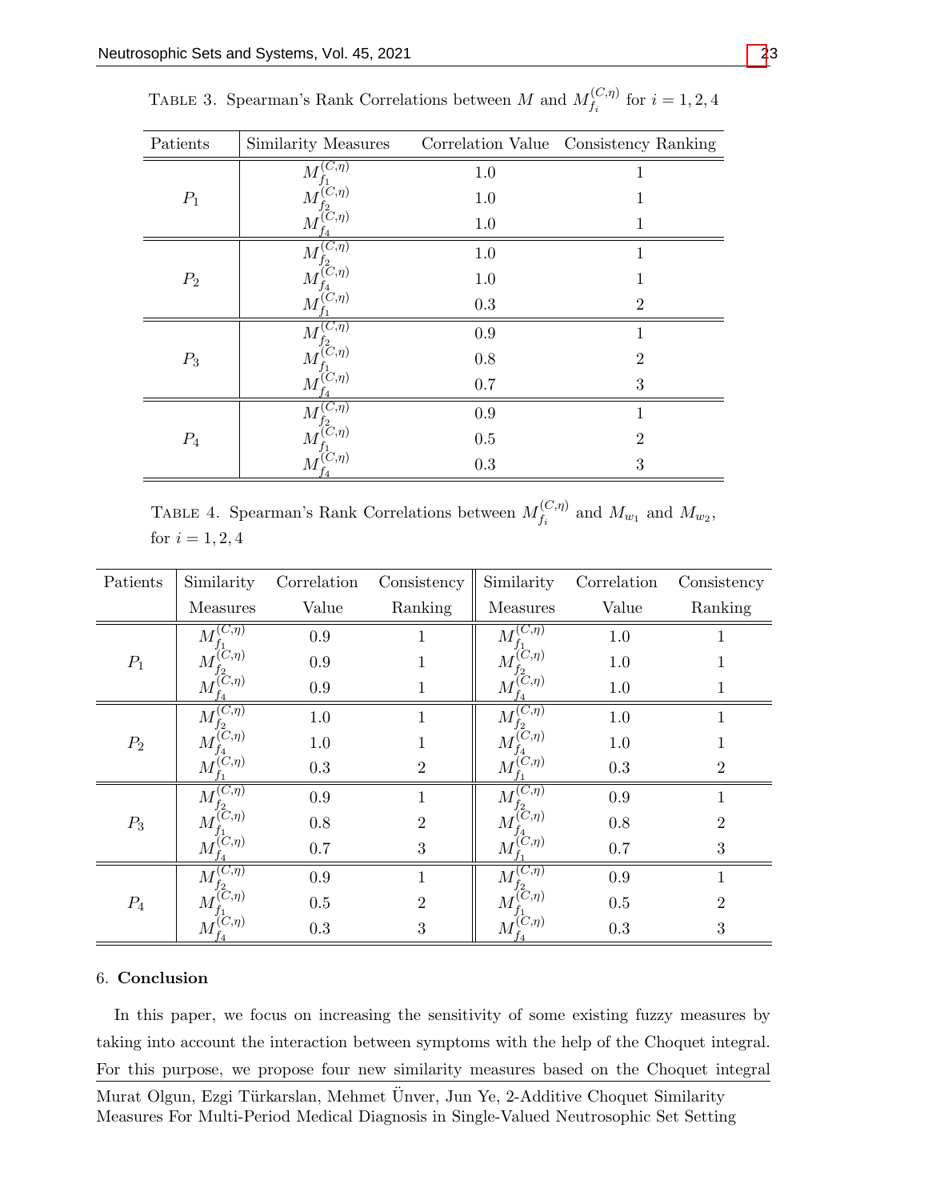TABLE 3. Spearman's Rank Correlations between $M$ and $M_{f_i}^{(C,\eta)}$ for $i = 1, 2, 4$

| Patients | Similarity Measures | Correlation Value | Consistency Ranking |
|---|---|---|---|
| $P_1$ | $M_{f_1}^{(C,\eta)}$ | 1.0 | 1 |
| | $M_{f_2}^{(C,\eta)}$ | 1.0 | 1 |
| | $M_{f_4}^{(C,\eta)}$ | 1.0 | 1 |
| $P_2$ | $M_{f_2}^{(C,\eta)}$ | 1.0 | 1 |
| | $M_{f_4}^{(C,\eta)}$ | 1.0 | 1 |
| | $M_{f_1}^{(C,\eta)}$ | 0.3 | 2 |
| $P_3$ | $M_{f_2}^{(C,\eta)}$ | 0.9 | 1 |
| | $M_{f_1}^{(C,\eta)}$ | 0.8 | 2 |
| | $M_{f_4}^{(C,\eta)}$ | 0.7 | 3 |
| $P_4$ | $M_{f_2}^{(C,\eta)}$ | 0.9 | 1 |
| | $M_{f_1}^{(C,\eta)}$ | 0.5 | 2 |
| | $M_{f_4}^{(C,\eta)}$ | 0.3 | 3 |

TABLE 4. Spearman's Rank Correlations between $M_{f_i}^{(C,\eta)}$ and $M_{w_1}$ and $M_{w_2}$, for $i = 1, 2, 4$

| Patients | Similarity Measures | Correlation Value | Consistency Ranking | Similarity Measures | Correlation Value | Consistency Ranking |
|---|---|---|---|---|---|---|
| $P_1$ | $M_{f_1}^{(C,\eta)}$ | 0.9 | 1 | $M_{f_1}^{(C,\eta)}$ | 1.0 | 1 |
| | $M_{f_2}^{(C,\eta)}$ | 0.9 | 1 | $M_{f_2}^{(C,\eta)}$ | 1.0 | 1 |
| | $M_{f_4}^{(C,\eta)}$ | 0.9 | 1 | $M_{f_4}^{(C,\eta)}$ | 1.0 | 1 |
| $P_2$ | $M_{f_2}^{(C,\eta)}$ | 1.0 | 1 | $M_{f_2}^{(C,\eta)}$ | 1.0 | 1 |
| | $M_{f_4}^{(C,\eta)}$ | 1.0 | 1 | $M_{f_4}^{(C,\eta)}$ | 1.0 | 1 |
| | $M_{f_1}^{(C,\eta)}$ | 0.3 | 2 | $M_{f_1}^{(C,\eta)}$ | 0.3 | 2 |
| $P_3$ | $M_{f_2}^{(C,\eta)}$ | 0.9 | 1 | $M_{f_2}^{(C,\eta)}$ | 0.9 | 1 |
| | $M_{f_1}^{(C,\eta)}$ | 0.8 | 2 | $M_{f_4}^{(C,\eta)}$ | 0.8 | 2 |
| | $M_{f_4}^{(C,\eta)}$ | 0.7 | 3 | $M_{f_1}^{(C,\eta)}$ | 0.7 | 3 |
| $P_4$ | $M_{f_2}^{(C,\eta)}$ | 0.9 | 1 | $M_{f_2}^{(C,\eta)}$ | 0.9 | 1 |
| | $M_{f_1}^{(C,\eta)}$ | 0.5 | 2 | $M_{f_1}^{(C,\eta)}$ | 0.5 | 2 |
| | $M_{f_4}^{(C,\eta)}$ | 0.3 | 3 | $M_{f_4}^{(C,\eta)}$ | 0.3 | 3 |

## 6. Conclusion

In this paper, we focus on increasing the sensitivity of some existing fuzzy measures by taking into account the interaction between symptoms with the help of the Choquet integral. For this purpose, we propose four new similarity measures based on the Choquet integral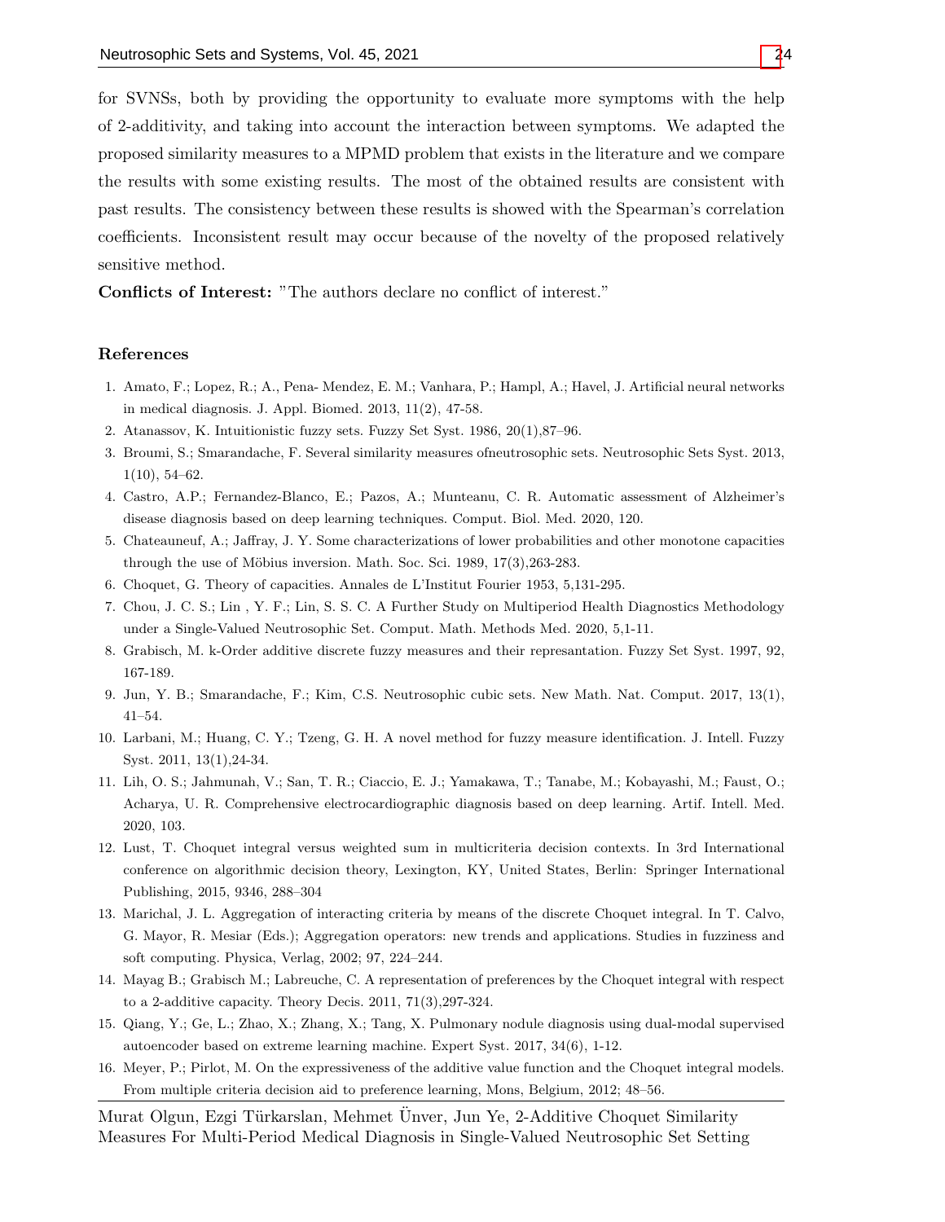for SVNSs, both by providing the opportunity to evaluate more symptoms with the help of 2-additivity, and taking into account the interaction between symptoms. We adapted the proposed similarity measures to a MPMD problem that exists in the literature and we compare the results with some existing results. The most of the obtained results are consistent with past results. The consistency between these results is showed with the Spearman's correlation coefficients. Inconsistent result may occur because of the novelty of the proposed relatively sensitive method.

**Conflicts of Interest:** "The authors declare no conflict of interest."

## References

1. Amato, F.; Lopez, R.; A., Pena- Mendez, E. M.; Vanhara, P.; Hampl, A.; Havel, J. Artificial neural networks in medical diagnosis. J. Appl. Biomed. 2013, 11(2), 47-58.
2. Atanassov, K. Intuitionistic fuzzy sets. Fuzzy Set Syst. 1986, 20(1),87–96.
3. Broumi, S.; Smarandache, F. Several similarity measures ofneutrosophic sets. Neutrosophic Sets Syst. 2013, 1(10), 54–62.
4. Castro, A.P.; Fernandez-Blanco, E.; Pazos, A.; Munteanu, C. R. Automatic assessment of Alzheimer's disease diagnosis based on deep learning techniques. Comput. Biol. Med. 2020, 120.
5. Chateauneuf, A.; Jaffray, J. Y. Some characterizations of lower probabilities and other monotone capacities through the use of Möbius inversion. Math. Soc. Sci. 1989, 17(3),263-283.
6. Choquet, G. Theory of capacities. Annales de L'Institut Fourier 1953, 5,131-295.
7. Chou, J. C. S.; Lin , Y. F.; Lin, S. S. C. A Further Study on Multiperiod Health Diagnostics Methodology under a Single-Valued Neutrosophic Set. Comput. Math. Methods Med. 2020, 5,1-11.
8. Grabisch, M. k-Order additive discrete fuzzy measures and their represantation. Fuzzy Set Syst. 1997, 92, 167-189.
9. Jun, Y. B.; Smarandache, F.; Kim, C.S. Neutrosophic cubic sets. New Math. Nat. Comput. 2017, 13(1), 41–54.
10. Larbani, M.; Huang, C. Y.; Tzeng, G. H. A novel method for fuzzy measure identification. J. Intell. Fuzzy Syst. 2011, 13(1),24-34.
11. Lih, O. S.; Jahmunah, V.; San, T. R.; Ciaccio, E. J.; Yamakawa, T.; Tanabe, M.; Kobayashi, M.; Faust, O.; Acharya, U. R. Comprehensive electrocardiographic diagnosis based on deep learning. Artif. Intell. Med. 2020, 103.
12. Lust, T. Choquet integral versus weighted sum in multicriteria decision contexts. In 3rd International conference on algorithmic decision theory, Lexington, KY, United States, Berlin: Springer International Publishing, 2015, 9346, 288–304
13. Marichal, J. L. Aggregation of interacting criteria by means of the discrete Choquet integral. In T. Calvo, G. Mayor, R. Mesiar (Eds.); Aggregation operators: new trends and applications. Studies in fuzziness and soft computing. Physica, Verlag, 2002; 97, 224–244.
14. Mayag B.; Grabisch M.; Labreuche, C. A representation of preferences by the Choquet integral with respect to a 2-additive capacity. Theory Decis. 2011, 71(3),297-324.
15. Qiang, Y.; Ge, L.; Zhao, X.; Zhang, X.; Tang, X. Pulmonary nodule diagnosis using dual-modal supervised autoencoder based on extreme learning machine. Expert Syst. 2017, 34(6), 1-12.
16. Meyer, P.; Pirlot, M. On the expressiveness of the additive value function and the Choquet integral models. From multiple criteria decision aid to preference learning, Mons, Belgium, 2012; 48–56.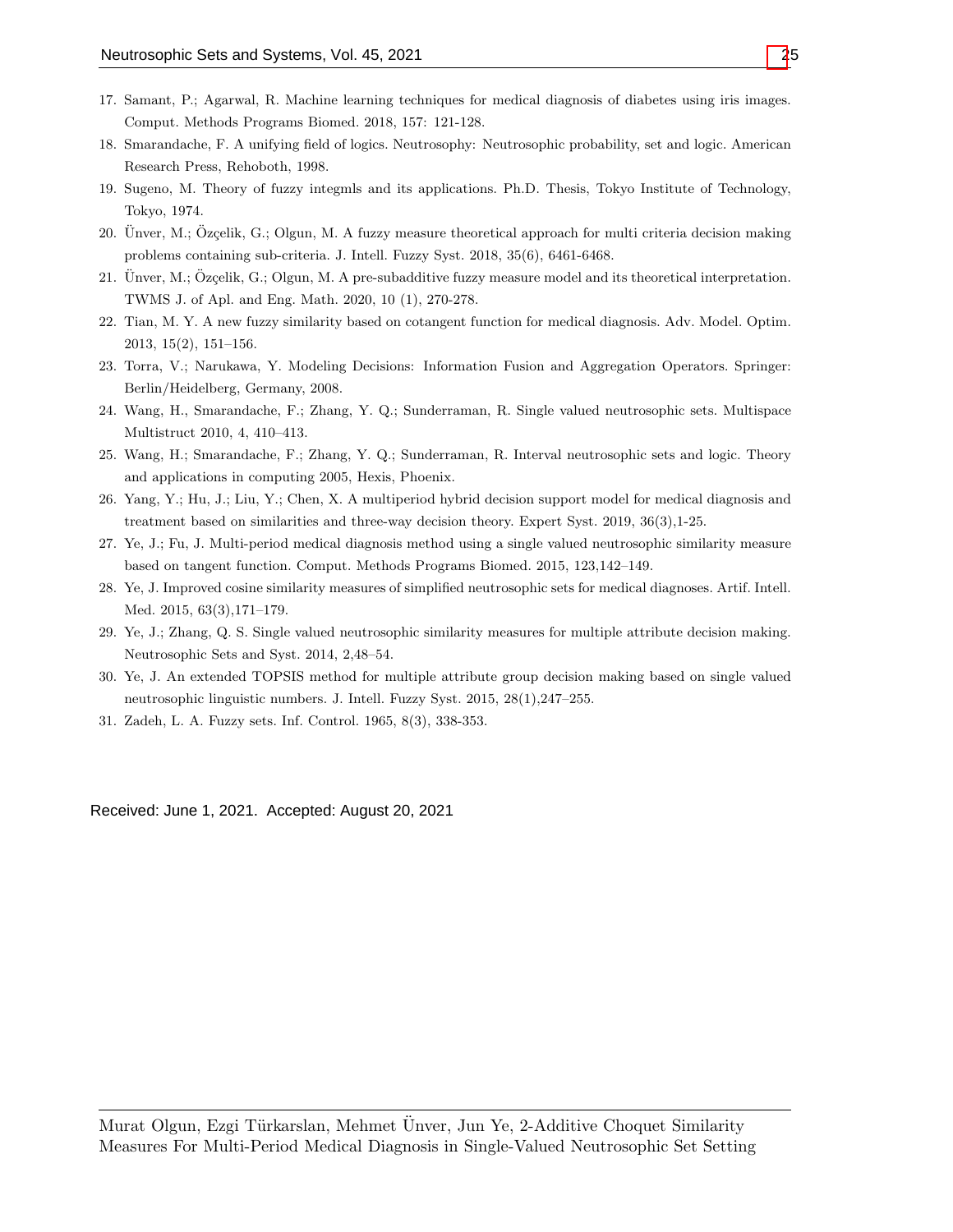17. Samant, P.; Agarwal, R. Machine learning techniques for medical diagnosis of diabetes using iris images. Comput. Methods Programs Biomed. 2018, 157: 121-128.
18. Smarandache, F. A unifying field of logics. Neutrosophy: Neutrosophic probability, set and logic. American Research Press, Rehoboth, 1998.
19. Sugeno, M. Theory of fuzzy integmls and its applications. Ph.D. Thesis, Tokyo Institute of Technology, Tokyo, 1974.
20. Ünver, M.; Özçelik, G.; Olgun, M. A fuzzy measure theoretical approach for multi criteria decision making problems containing sub-criteria. J. Intell. Fuzzy Syst. 2018, 35(6), 6461-6468.
21. Ünver, M.; Özçelik, G.; Olgun, M. A pre-subadditive fuzzy measure model and its theoretical interpretation. TWMS J. of Apl. and Eng. Math. 2020, 10 (1), 270-278.
22. Tian, M. Y. A new fuzzy similarity based on cotangent function for medical diagnosis. Adv. Model. Optim. 2013, 15(2), 151–156.
23. Torra, V.; Narukawa, Y. Modeling Decisions: Information Fusion and Aggregation Operators. Springer: Berlin/Heidelberg, Germany, 2008.
24. Wang, H., Smarandache, F.; Zhang, Y. Q.; Sunderraman, R. Single valued neutrosophic sets. Multispace Multistruct 2010, 4, 410–413.
25. Wang, H.; Smarandache, F.; Zhang, Y. Q.; Sunderraman, R. Interval neutrosophic sets and logic. Theory and applications in computing 2005, Hexis, Phoenix.
26. Yang, Y.; Hu, J.; Liu, Y.; Chen, X. A multiperiod hybrid decision support model for medical diagnosis and treatment based on similarities and three-way decision theory. Expert Syst. 2019, 36(3),1-25.
27. Ye, J.; Fu, J. Multi-period medical diagnosis method using a single valued neutrosophic similarity measure based on tangent function. Comput. Methods Programs Biomed. 2015, 123,142–149.
28. Ye, J. Improved cosine similarity measures of simplified neutrosophic sets for medical diagnoses. Artif. Intell. Med. 2015, 63(3),171–179.
29. Ye, J.; Zhang, Q. S. Single valued neutrosophic similarity measures for multiple attribute decision making. Neutrosophic Sets and Syst. 2014, 2,48–54.
30. Ye, J. An extended TOPSIS method for multiple attribute group decision making based on single valued neutrosophic linguistic numbers. J. Intell. Fuzzy Syst. 2015, 28(1),247–255.
31. Zadeh, L. A. Fuzzy sets. Inf. Control. 1965, 8(3), 338-353.

Received: June 1, 2021. Accepted: August 20, 2021